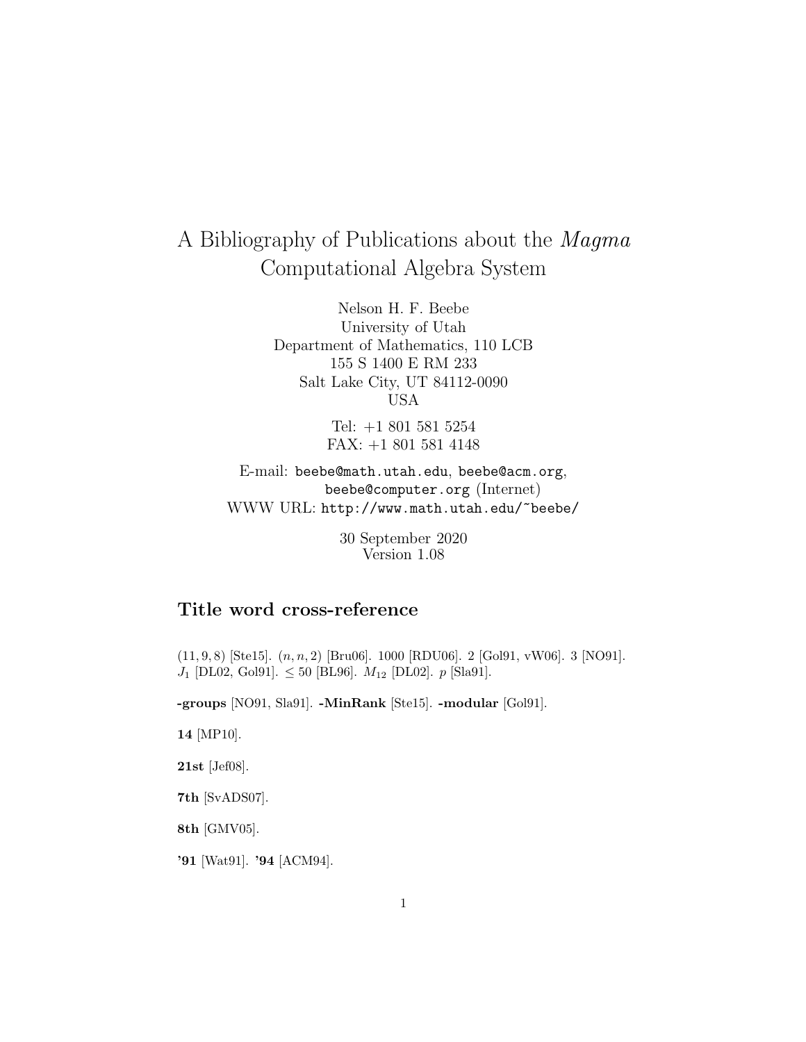# A Bibliography of Publications about the *Magma* Computational Algebra System

Nelson H. F. Beebe
University of Utah
Department of Mathematics, 110 LCB
155 S 1400 E RM 233
Salt Lake City, UT 84112-0090
USA

Tel: +1 801 581 5254
FAX: +1 801 581 4148

E-mail: `beebe@math.utah.edu`, `beebe@acm.org`, `beebe@computer.org` (Internet)
WWW URL: `http://www.math.utah.edu/~beebe/`

30 September 2020
Version 1.08

## Title word cross-reference

$(11,9,8)$ [Ste15]. $(n,n,2)$ [Bru06]. 1000 [RDU06]. 2 [Gol91, vW06]. 3 [NO91]. $J_1$ [DL02, Gol91]. $\leq 50$ [BL96]. $M_{12}$ [DL02]. $p$ [Sla91].

**-groups** [NO91, Sla91]. **-MinRank** [Ste15]. **-modular** [Gol91].

**14** [MP10].

**21st** [Jef08].

**7th** [SvADS07].

**8th** [GMV05].

**'91** [Wat91]. **'94** [ACM94].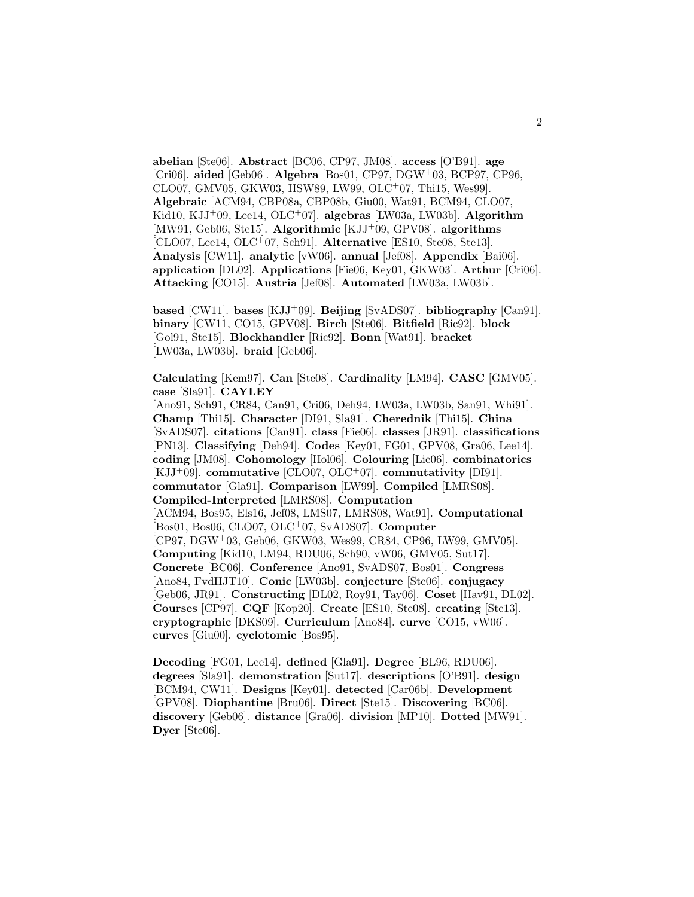**abelian** [Ste06]. **Abstract** [BC06, CP97, JM08]. **access** [O'B91]. **age** [Cri06]. **aided** [Geb06]. **Algebra** [Bos01, CP97, DGW+03, BCP97, CP96, CLO07, GMV05, GKW03, HSW89, LW99, OLC+07, Thi15, Wes99]. **Algebraic** [ACM94, CBP08a, CBP08b, Giu00, Wat91, BCM94, CLO07, Kid10, KJJ+09, Lee14, OLC+07]. **algebras** [LW03a, LW03b]. **Algorithm** [MW91, Geb06, Ste15]. **Algorithmic** [KJJ+09, GPV08]. **algorithms** [CLO07, Lee14, OLC+07, Sch91]. **Alternative** [ES10, Ste08, Ste13]. **Analysis** [CW11]. **analytic** [vW06]. **annual** [Jef08]. **Appendix** [Bai06]. **application** [DL02]. **Applications** [Fie06, Key01, GKW03]. **Arthur** [Cri06]. **Attacking** [CO15]. **Austria** [Jef08]. **Automated** [LW03a, LW03b].

**based** [CW11]. **bases** [KJJ+09]. **Beijing** [SvADS07]. **bibliography** [Can91]. **binary** [CW11, CO15, GPV08]. **Birch** [Ste06]. **Bitfield** [Ric92]. **block** [Gol91, Ste15]. **Blockhandler** [Ric92]. **Bonn** [Wat91]. **bracket** [LW03a, LW03b]. **braid** [Geb06].

**Calculating** [Kem97]. **Can** [Ste08]. **Cardinality** [LM94]. **CASC** [GMV05]. **case** [Sla91]. **CAYLEY** [Ano91, Sch91, CR84, Can91, Cri06, Deh94, LW03a, LW03b, San91, Whi91]. **Champ** [Thi15]. **Character** [DI91, Sla91]. **Cherednik** [Thi15]. **China** [SvADS07]. **citations** [Can91]. **class** [Fie06]. **classes** [JR91]. **classifications** [PN13]. **Classifying** [Deh94]. **Codes** [Key01, FG01, GPV08, Gra06, Lee14]. **coding** [JM08]. **Cohomology** [Hol06]. **Colouring** [Lie06]. **combinatorics** [KJJ+09]. **commutative** [CLO07, OLC+07]. **commutativity** [DI91]. **commutator** [Gla91]. **Comparison** [LW99]. **Compiled** [LMRS08]. **Compiled-Interpreted** [LMRS08]. **Computation** [ACM94, Bos95, Els16, Jef08, LMS07, LMRS08, Wat91]. **Computational** [Bos01, Bos06, CLO07, OLC+07, SvADS07]. **Computer** [CP97, DGW+03, Geb06, GKW03, Wes99, CR84, CP96, LW99, GMV05]. **Computing** [Kid10, LM94, RDU06, Sch90, vW06, GMV05, Sut17]. **Concrete** [BC06]. **Conference** [Ano91, SvADS07, Bos01]. **Congress** [Ano84, FvdHJT10]. **Conic** [LW03b]. **conjecture** [Ste06]. **conjugacy** [Geb06, JR91]. **Constructing** [DL02, Roy91, Tay06]. **Coset** [Hav91, DL02]. **Courses** [CP97]. **CQF** [Kop20]. **Create** [ES10, Ste08]. **creating** [Ste13]. **cryptographic** [DKS09]. **Curriculum** [Ano84]. **curve** [CO15, vW06]. **curves** [Giu00]. **cyclotomic** [Bos95].

**Decoding** [FG01, Lee14]. **defined** [Gla91]. **Degree** [BL96, RDU06]. **degrees** [Sla91]. **demonstration** [Sut17]. **descriptions** [O'B91]. **design** [BCM94, CW11]. **Designs** [Key01]. **detected** [Car06b]. **Development** [GPV08]. **Diophantine** [Bru06]. **Direct** [Ste15]. **Discovering** [BC06]. **discovery** [Geb06]. **distance** [Gra06]. **division** [MP10]. **Dotted** [MW91]. **Dyer** [Ste06].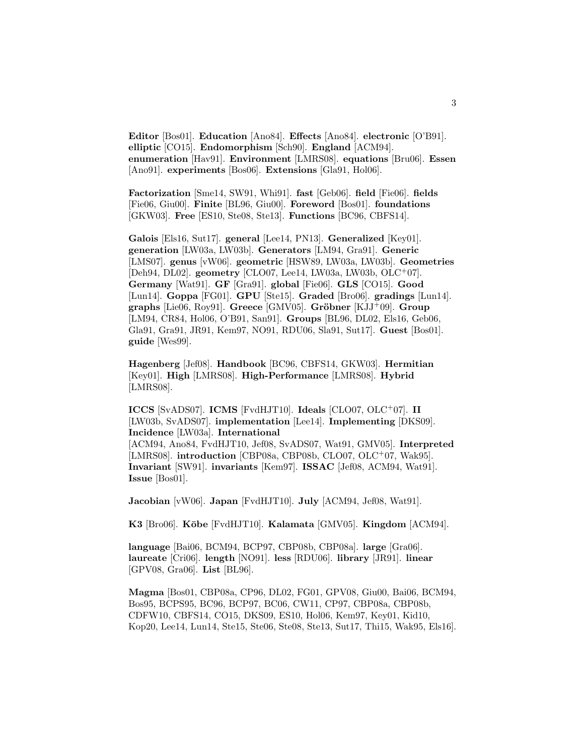**Editor** [Bos01]. **Education** [Ano84]. **Effects** [Ano84]. **electronic** [O'B91]. **elliptic** [CO15]. **Endomorphism** [Sch90]. **England** [ACM94]. **enumeration** [Hav91]. **Environment** [LMRS08]. **equations** [Bru06]. **Essen** [Ano91]. **experiments** [Bos06]. **Extensions** [Gla91, Hol06].

**Factorization** [Sme14, SW91, Whi91]. **fast** [Geb06]. **field** [Fie06]. **fields** [Fie06, Giu00]. **Finite** [BL96, Giu00]. **Foreword** [Bos01]. **foundations** [GKW03]. **Free** [ES10, Ste08, Ste13]. **Functions** [BC96, CBFS14].

**Galois** [Els16, Sut17]. **general** [Lee14, PN13]. **Generalized** [Key01]. **generation** [LW03a, LW03b]. **Generators** [LM94, Gra91]. **Generic** [LMS07]. **genus** [vW06]. **geometric** [HSW89, LW03a, LW03b]. **Geometries** [Deh94, DL02]. **geometry** [CLO07, Lee14, LW03a, LW03b, OLC+07]. **Germany** [Wat91]. **GF** [Gra91]. **global** [Fie06]. **GLS** [CO15]. **Good** [Lun14]. **Goppa** [FG01]. **GPU** [Ste15]. **Graded** [Bro06]. **gradings** [Lun14]. **graphs** [Lie06, Roy91]. **Greece** [GMV05]. **Gröbner** [KJJ+09]. **Group** [LM94, CR84, Hol06, O'B91, San91]. **Groups** [BL96, DL02, Els16, Geb06, Gla91, Gra91, JR91, Kem97, NO91, RDU06, Sla91, Sut17]. **Guest** [Bos01]. **guide** [Wes99].

**Hagenberg** [Jef08]. **Handbook** [BC96, CBFS14, GKW03]. **Hermitian** [Key01]. **High** [LMRS08]. **High-Performance** [LMRS08]. **Hybrid** [LMRS08].

**ICCS** [SvADS07]. **ICMS** [FvdHJT10]. **Ideals** [CLO07, OLC+07]. **II** [LW03b, SvADS07]. **implementation** [Lee14]. **Implementing** [DKS09]. **Incidence** [LW03a]. **International** [ACM94, Ano84, FvdHJT10, Jef08, SvADS07, Wat91, GMV05]. **Interpreted** [LMRS08]. **introduction** [CBP08a, CBP08b, CLO07, OLC+07, Wak95]. **Invariant** [SW91]. **invariants** [Kem97]. **ISSAC** [Jef08, ACM94, Wat91]. **Issue** [Bos01].

**Jacobian** [vW06]. **Japan** [FvdHJT10]. **July** [ACM94, Jef08, Wat91].

**K3** [Bro06]. **Kōbe** [FvdHJT10]. **Kalamata** [GMV05]. **Kingdom** [ACM94].

**language** [Bai06, BCM94, BCP97, CBP08b, CBP08a]. **large** [Gra06]. **laureate** [Cri06]. **length** [NO91]. **less** [RDU06]. **library** [JR91]. **linear** [GPV08, Gra06]. **List** [BL96].

**Magma** [Bos01, CBP08a, CP96, DL02, FG01, GPV08, Giu00, Bai06, BCM94, Bos95, BCPS95, BC96, BCP97, BC06, CW11, CP97, CBP08a, CBP08b, CDFW10, CBFS14, CO15, DKS09, ES10, Hol06, Kem97, Key01, Kid10, Kop20, Lee14, Lun14, Ste15, Ste06, Ste08, Ste13, Sut17, Thi15, Wak95, Els16].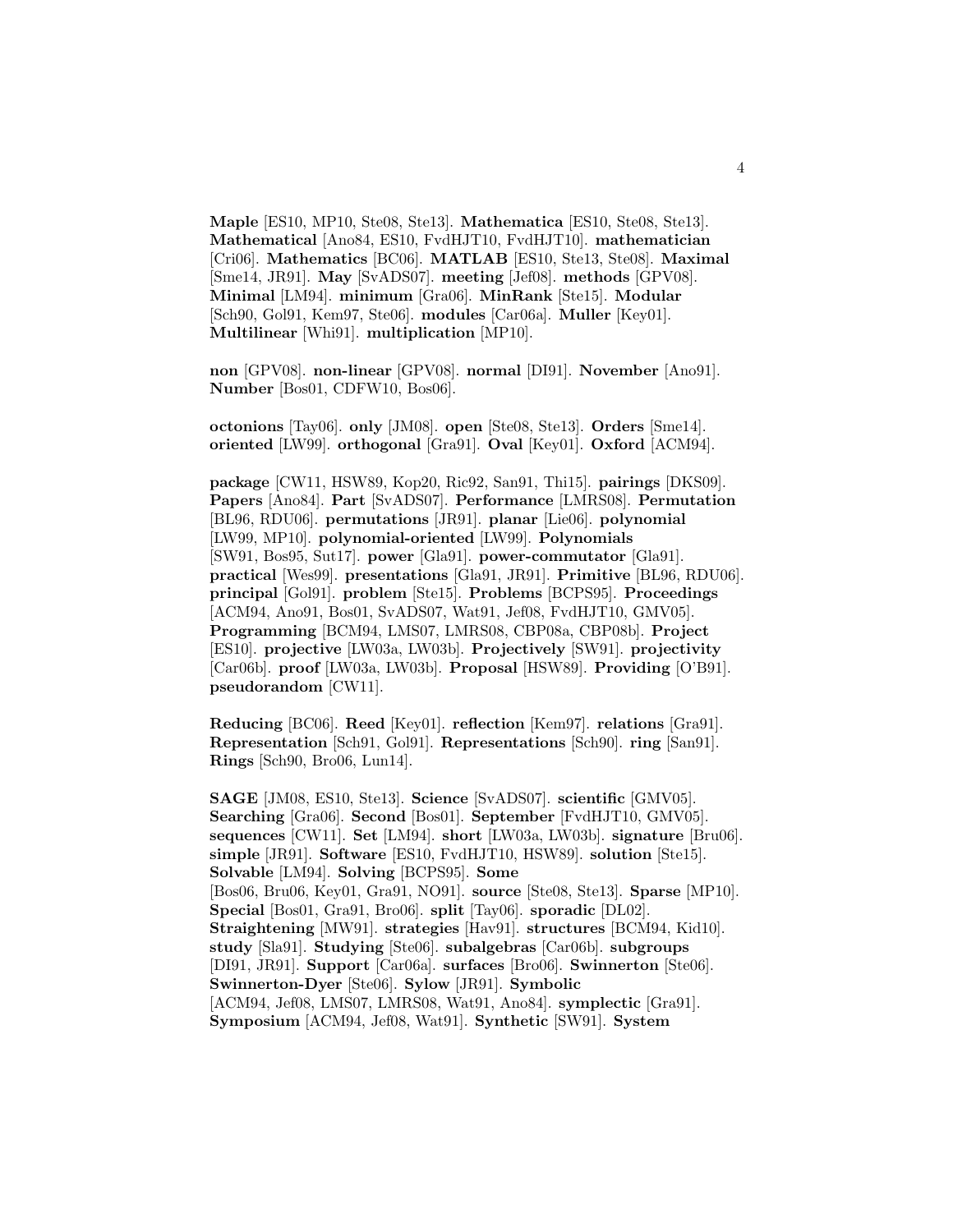**Maple** [ES10, MP10, Ste08, Ste13]. **Mathematica** [ES10, Ste08, Ste13]. **Mathematical** [Ano84, ES10, FvdHJT10, FvdHJT10]. **mathematician** [Cri06]. **Mathematics** [BC06]. **MATLAB** [ES10, Ste13, Ste08]. **Maximal** [Sme14, JR91]. **May** [SvADS07]. **meeting** [Jef08]. **methods** [GPV08]. **Minimal** [LM94]. **minimum** [Gra06]. **MinRank** [Ste15]. **Modular** [Sch90, Gol91, Kem97, Ste06]. **modules** [Car06a]. **Muller** [Key01]. **Multilinear** [Whi91]. **multiplication** [MP10].

**non** [GPV08]. **non-linear** [GPV08]. **normal** [DI91]. **November** [Ano91]. **Number** [Bos01, CDFW10, Bos06].

**octonions** [Tay06]. **only** [JM08]. **open** [Ste08, Ste13]. **Orders** [Sme14]. **oriented** [LW99]. **orthogonal** [Gra91]. **Oval** [Key01]. **Oxford** [ACM94].

**package** [CW11, HSW89, Kop20, Ric92, San91, Thi15]. **pairings** [DKS09]. **Papers** [Ano84]. **Part** [SvADS07]. **Performance** [LMRS08]. **Permutation** [BL96, RDU06]. **permutations** [JR91]. **planar** [Lie06]. **polynomial** [LW99, MP10]. **polynomial-oriented** [LW99]. **Polynomials** [SW91, Bos95, Sut17]. **power** [Gla91]. **power-commutator** [Gla91]. **practical** [Wes99]. **presentations** [Gla91, JR91]. **Primitive** [BL96, RDU06]. **principal** [Gol91]. **problem** [Ste15]. **Problems** [BCPS95]. **Proceedings** [ACM94, Ano91, Bos01, SvADS07, Wat91, Jef08, FvdHJT10, GMV05]. **Programming** [BCM94, LMS07, LMRS08, CBP08a, CBP08b]. **Project** [ES10]. **projective** [LW03a, LW03b]. **Projectively** [SW91]. **projectivity** [Car06b]. **proof** [LW03a, LW03b]. **Proposal** [HSW89]. **Providing** [O'B91]. **pseudorandom** [CW11].

**Reducing** [BC06]. **Reed** [Key01]. **reflection** [Kem97]. **relations** [Gra91]. **Representation** [Sch91, Gol91]. **Representations** [Sch90]. **ring** [San91]. **Rings** [Sch90, Bro06, Lun14].

**SAGE** [JM08, ES10, Ste13]. **Science** [SvADS07]. **scientific** [GMV05]. **Searching** [Gra06]. **Second** [Bos01]. **September** [FvdHJT10, GMV05]. **sequences** [CW11]. **Set** [LM94]. **short** [LW03a, LW03b]. **signature** [Bru06]. **simple** [JR91]. **Software** [ES10, FvdHJT10, HSW89]. **solution** [Ste15]. **Solvable** [LM94]. **Solving** [BCPS95]. **Some** [Bos06, Bru06, Key01, Gra91, NO91]. **source** [Ste08, Ste13]. **Sparse** [MP10]. **Special** [Bos01, Gra91, Bro06]. **split** [Tay06]. **sporadic** [DL02]. **Straightening** [MW91]. **strategies** [Hav91]. **structures** [BCM94, Kid10]. **study** [Sla91]. **Studying** [Ste06]. **subalgebras** [Car06b]. **subgroups** [DI91, JR91]. **Support** [Car06a]. **surfaces** [Bro06]. **Swinnerton** [Ste06]. **Swinnerton-Dyer** [Ste06]. **Sylow** [JR91]. **Symbolic** [ACM94, Jef08, LMS07, LMRS08, Wat91, Ano84]. **symplectic** [Gra91]. **Symposium** [ACM94, Jef08, Wat91]. **Synthetic** [SW91]. **System**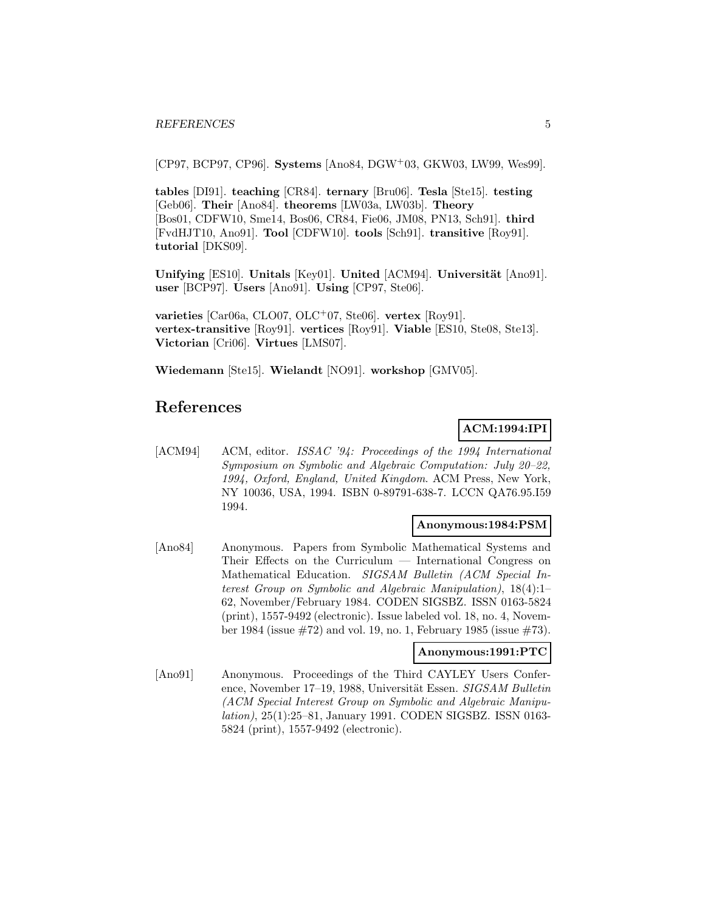[CP97, BCP97, CP96]. **Systems** [Ano84, DGW+03, GKW03, LW99, Wes99].

**tables** [DI91]. **teaching** [CR84]. **ternary** [Bru06]. **Tesla** [Ste15]. **testing** [Geb06]. **Their** [Ano84]. **theorems** [LW03a, LW03b]. **Theory** [Bos01, CDFW10, Sme14, Bos06, CR84, Fie06, JM08, PN13, Sch91]. **third** [FvdHJT10, Ano91]. **Tool** [CDFW10]. **tools** [Sch91]. **transitive** [Roy91]. **tutorial** [DKS09].

**Unifying** [ES10]. **Unitals** [Key01]. **United** [ACM94]. **Universität** [Ano91]. **user** [BCP97]. **Users** [Ano91]. **Using** [CP97, Ste06].

**varieties** [Car06a, CLO07, OLC+07, Ste06]. **vertex** [Roy91]. **vertex-transitive** [Roy91]. **vertices** [Roy91]. **Viable** [ES10, Ste08, Ste13]. **Victorian** [Cri06]. **Virtues** [LMS07].

**Wiedemann** [Ste15]. **Wielandt** [NO91]. **workshop** [GMV05].

# References

**ACM:1994:IPI**

[ACM94] ACM, editor. *ISSAC '94: Proceedings of the 1994 International Symposium on Symbolic and Algebraic Computation: July 20–22, 1994, Oxford, England, United Kingdom*. ACM Press, New York, NY 10036, USA, 1994. ISBN 0-89791-638-7. LCCN QA76.95.I59 1994.

**Anonymous:1984:PSM**

[Ano84] Anonymous. Papers from Symbolic Mathematical Systems and Their Effects on the Curriculum — International Congress on Mathematical Education. *SIGSAM Bulletin (ACM Special Interest Group on Symbolic and Algebraic Manipulation)*, 18(4):1–62, November/February 1984. CODEN SIGSBZ. ISSN 0163-5824 (print), 1557-9492 (electronic). Issue labeled vol. 18, no. 4, November 1984 (issue #72) and vol. 19, no. 1, February 1985 (issue #73).

**Anonymous:1991:PTC**

[Ano91] Anonymous. Proceedings of the Third CAYLEY Users Conference, November 17–19, 1988, Universität Essen. *SIGSAM Bulletin (ACM Special Interest Group on Symbolic and Algebraic Manipulation)*, 25(1):25–81, January 1991. CODEN SIGSBZ. ISSN 0163-5824 (print), 1557-9492 (electronic).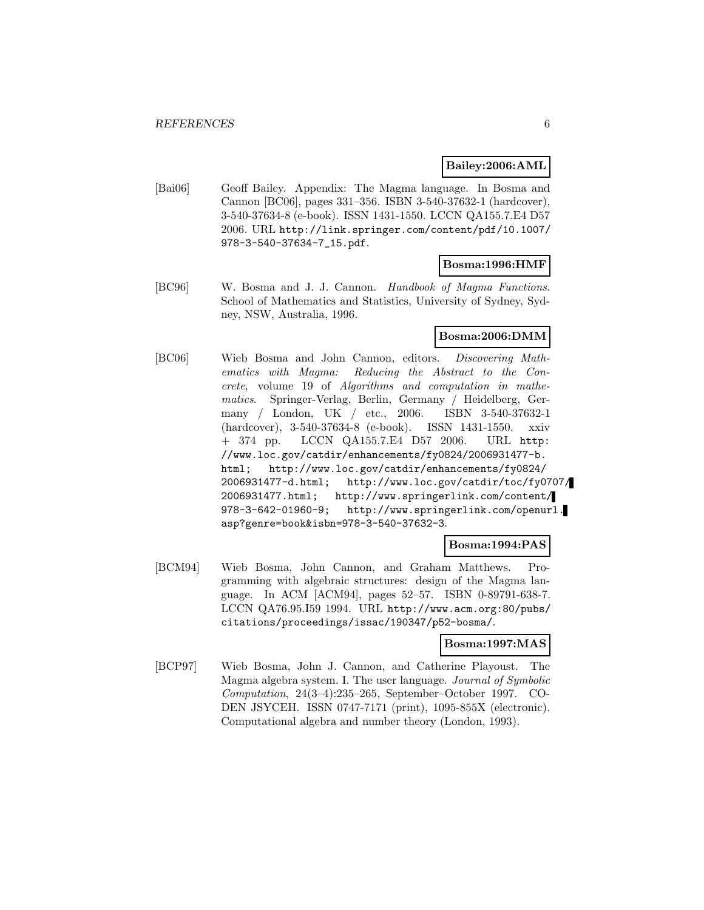**Bailey:2006:AML**

[Bai06] Geoff Bailey. Appendix: The Magma language. In Bosma and Cannon [BC06], pages 331–356. ISBN 3-540-37632-1 (hardcover), 3-540-37634-8 (e-book). ISSN 1431-1550. LCCN QA155.7.E4 D57 2006. URL http://link.springer.com/content/pdf/10.1007/978-3-540-37634-7_15.pdf.

**Bosma:1996:HMF**

[BC96] W. Bosma and J. J. Cannon. *Handbook of Magma Functions*. School of Mathematics and Statistics, University of Sydney, Sydney, NSW, Australia, 1996.

**Bosma:2006:DMM**

[BC06] Wieb Bosma and John Cannon, editors. *Discovering Mathematics with Magma: Reducing the Abstract to the Concrete*, volume 19 of *Algorithms and computation in mathematics*. Springer-Verlag, Berlin, Germany / Heidelberg, Germany / London, UK / etc., 2006. ISBN 3-540-37632-1 (hardcover), 3-540-37634-8 (e-book). ISSN 1431-1550. xxiv + 374 pp. LCCN QA155.7.E4 D57 2006. URL http://www.loc.gov/catdir/enhancements/fy0824/2006931477-b.html; http://www.loc.gov/catdir/enhancements/fy0824/2006931477-d.html; http://www.loc.gov/catdir/toc/fy0707/2006931477.html; http://www.springerlink.com/content/978-3-642-01960-9; http://www.springerlink.com/openurl.asp?genre=book&isbn=978-3-540-37632-3.

**Bosma:1994:PAS**

[BCM94] Wieb Bosma, John Cannon, and Graham Matthews. Programming with algebraic structures: design of the Magma language. In ACM [ACM94], pages 52–57. ISBN 0-89791-638-7. LCCN QA76.95.I59 1994. URL http://www.acm.org:80/pubs/citations/proceedings/issac/190347/p52-bosma/.

**Bosma:1997:MAS**

[BCP97] Wieb Bosma, John J. Cannon, and Catherine Playoust. The Magma algebra system. I. The user language. *Journal of Symbolic Computation*, 24(3–4):235–265, September–October 1997. CODEN JSYCEH. ISSN 0747-7171 (print), 1095-855X (electronic). Computational algebra and number theory (London, 1993).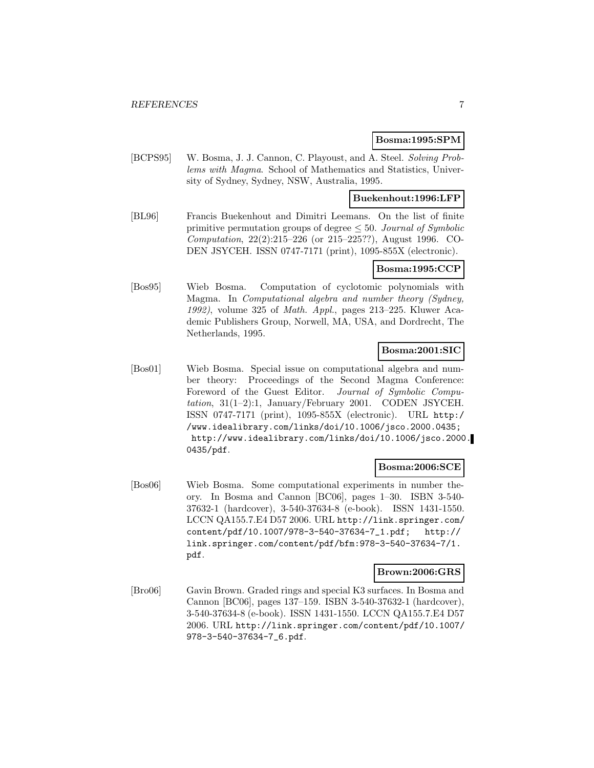**Bosma:1995:SPM**

[BCPS95] W. Bosma, J. J. Cannon, C. Playoust, and A. Steel. *Solving Problems with Magma*. School of Mathematics and Statistics, University of Sydney, Sydney, NSW, Australia, 1995.

**Buekenhout:1996:LFP**

[BL96] Francis Buekenhout and Dimitri Leemans. On the list of finite primitive permutation groups of degree $\leq 50$. *Journal of Symbolic Computation*, 22(2):215–226 (or 215–225??), August 1996. CODEN JSYCEH. ISSN 0747-7171 (print), 1095-855X (electronic).

**Bosma:1995:CCP**

[Bos95] Wieb Bosma. Computation of cyclotomic polynomials with Magma. In *Computational algebra and number theory (Sydney, 1992)*, volume 325 of *Math. Appl.*, pages 213–225. Kluwer Academic Publishers Group, Norwell, MA, USA, and Dordrecht, The Netherlands, 1995.

**Bosma:2001:SIC**

[Bos01] Wieb Bosma. Special issue on computational algebra and number theory: Proceedings of the Second Magma Conference: Foreword of the Guest Editor. *Journal of Symbolic Computation*, 31(1–2):1, January/February 2001. CODEN JSYCEH. ISSN 0747-7171 (print), 1095-855X (electronic). URL `http://www.idealibrary.com/links/doi/10.1006/jsco.2000.0435; http://www.idealibrary.com/links/doi/10.1006/jsco.2000.0435/pdf`.

**Bosma:2006:SCE**

[Bos06] Wieb Bosma. Some computational experiments in number theory. In Bosma and Cannon [BC06], pages 1–30. ISBN 3-540-37632-1 (hardcover), 3-540-37634-8 (e-book). ISSN 1431-1550. LCCN QA155.7.E4 D57 2006. URL `http://link.springer.com/content/pdf/10.1007/978-3-540-37634-7_1.pdf; http://link.springer.com/content/pdf/bfm:978-3-540-37634-7/1.pdf`.

**Brown:2006:GRS**

[Bro06] Gavin Brown. Graded rings and special K3 surfaces. In Bosma and Cannon [BC06], pages 137–159. ISBN 3-540-37632-1 (hardcover), 3-540-37634-8 (e-book). ISSN 1431-1550. LCCN QA155.7.E4 D57 2006. URL `http://link.springer.com/content/pdf/10.1007/978-3-540-37634-7_6.pdf`.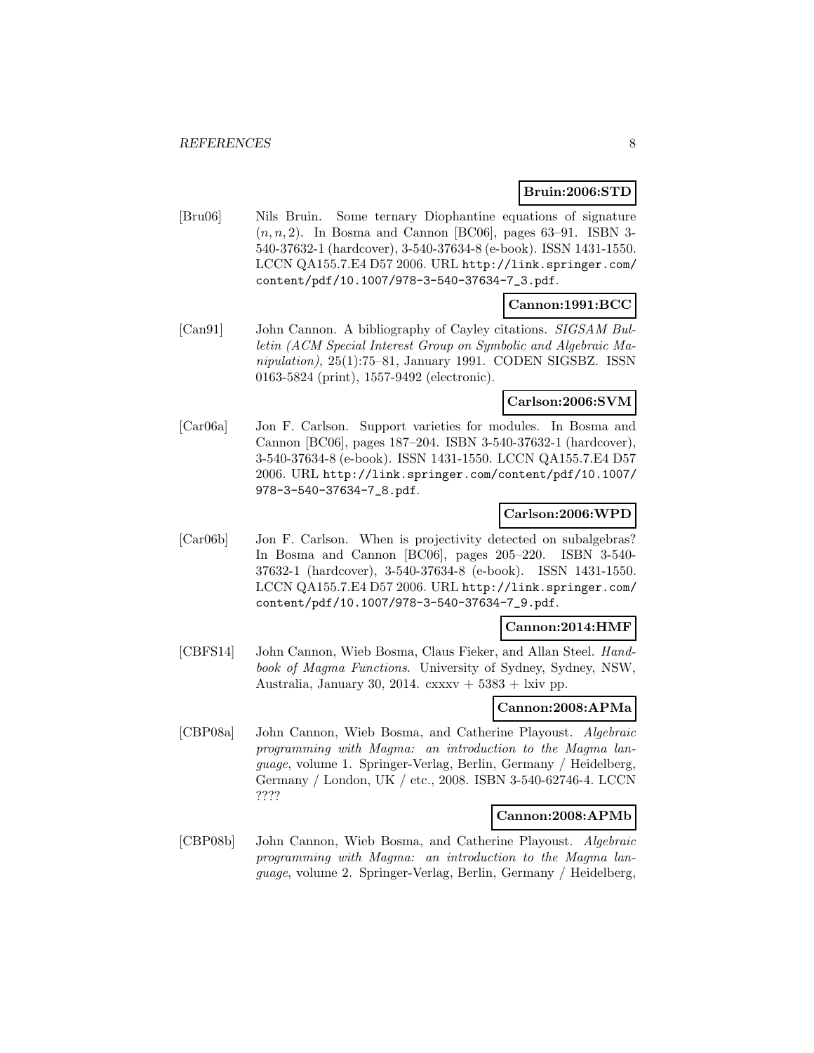**Bruin:2006:STD**

[Bru06] Nils Bruin. Some ternary Diophantine equations of signature $(n, n, 2)$. In Bosma and Cannon [BC06], pages 63–91. ISBN 3-540-37632-1 (hardcover), 3-540-37634-8 (e-book). ISSN 1431-1550. LCCN QA155.7.E4 D57 2006. URL http://link.springer.com/content/pdf/10.1007/978-3-540-37634-7_3.pdf.

**Cannon:1991:BCC**

[Can91] John Cannon. A bibliography of Cayley citations. *SIGSAM Bulletin (ACM Special Interest Group on Symbolic and Algebraic Manipulation)*, 25(1):75–81, January 1991. CODEN SIGSBZ. ISSN 0163-5824 (print), 1557-9492 (electronic).

**Carlson:2006:SVM**

[Car06a] Jon F. Carlson. Support varieties for modules. In Bosma and Cannon [BC06], pages 187–204. ISBN 3-540-37632-1 (hardcover), 3-540-37634-8 (e-book). ISSN 1431-1550. LCCN QA155.7.E4 D57 2006. URL http://link.springer.com/content/pdf/10.1007/978-3-540-37634-7_8.pdf.

**Carlson:2006:WPD**

[Car06b] Jon F. Carlson. When is projectivity detected on subalgebras? In Bosma and Cannon [BC06], pages 205–220. ISBN 3-540-37632-1 (hardcover), 3-540-37634-8 (e-book). ISSN 1431-1550. LCCN QA155.7.E4 D57 2006. URL http://link.springer.com/content/pdf/10.1007/978-3-540-37634-7_9.pdf.

**Cannon:2014:HMF**

[CBFS14] John Cannon, Wieb Bosma, Claus Fieker, and Allan Steel. *Handbook of Magma Functions*. University of Sydney, Sydney, NSW, Australia, January 30, 2014. cxxxv + 5383 + lxiv pp.

**Cannon:2008:APMa**

[CBP08a] John Cannon, Wieb Bosma, and Catherine Playoust. *Algebraic programming with Magma: an introduction to the Magma language*, volume 1. Springer-Verlag, Berlin, Germany / Heidelberg, Germany / London, UK / etc., 2008. ISBN 3-540-62746-4. LCCN ????

**Cannon:2008:APMb**

[CBP08b] John Cannon, Wieb Bosma, and Catherine Playoust. *Algebraic programming with Magma: an introduction to the Magma language*, volume 2. Springer-Verlag, Berlin, Germany / Heidelberg,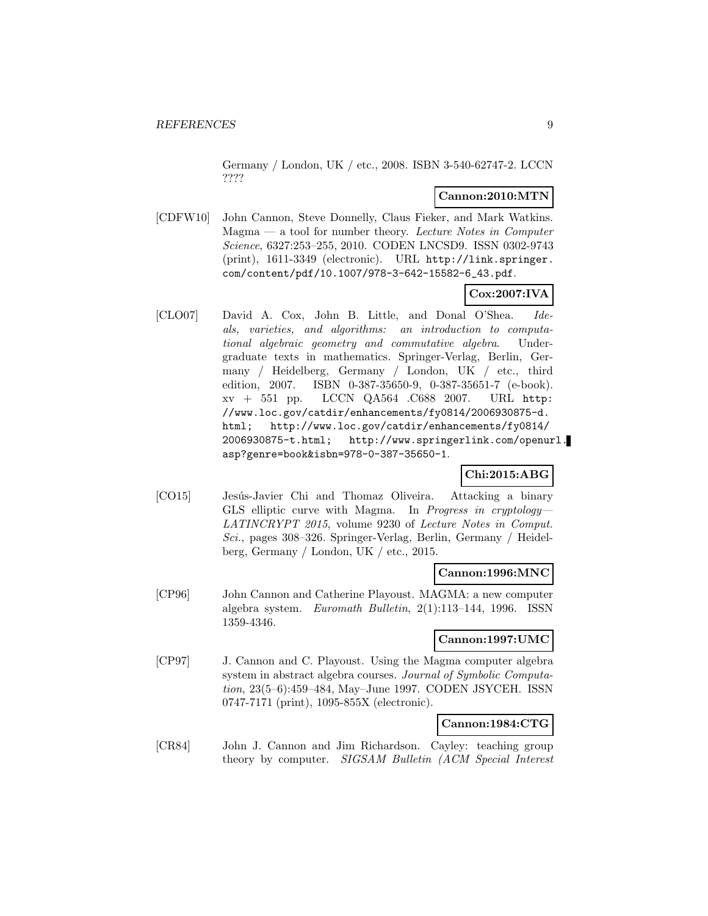Germany / London, UK / etc., 2008. ISBN 3-540-62747-2. LCCN ????

**Cannon:2010:MTN**

[CDFW10] John Cannon, Steve Donnelly, Claus Fieker, and Mark Watkins. Magma — a tool for number theory. *Lecture Notes in Computer Science*, 6327:253–255, 2010. CODEN LNCSD9. ISSN 0302-9743 (print), 1611-3349 (electronic). URL http://link.springer.com/content/pdf/10.1007/978-3-642-15582-6_43.pdf.

**Cox:2007:IVA**

[CLO07] David A. Cox, John B. Little, and Donal O'Shea. *Ideals, varieties, and algorithms: an introduction to computational algebraic geometry and commutative algebra*. Undergraduate texts in mathematics. Springer-Verlag, Berlin, Germany / Heidelberg, Germany / London, UK / etc., third edition, 2007. ISBN 0-387-35650-9, 0-387-35651-7 (e-book). xv + 551 pp. LCCN QA564 .C688 2007. URL http://www.loc.gov/catdir/enhancements/fy0814/2006930875-d.html; http://www.loc.gov/catdir/enhancements/fy0814/2006930875-t.html; http://www.springerlink.com/openurl.asp?genre=book&isbn=978-0-387-35650-1.

**Chi:2015:ABG**

[CO15] Jesús-Javier Chi and Thomaz Oliveira. Attacking a binary GLS elliptic curve with Magma. In *Progress in cryptology— LATINCRYPT 2015*, volume 9230 of *Lecture Notes in Comput. Sci.*, pages 308–326. Springer-Verlag, Berlin, Germany / Heidelberg, Germany / London, UK / etc., 2015.

**Cannon:1996:MNC**

[CP96] John Cannon and Catherine Playoust. MAGMA: a new computer algebra system. *Euromath Bulletin*, 2(1):113–144, 1996. ISSN 1359-4346.

**Cannon:1997:UMC**

[CP97] J. Cannon and C. Playoust. Using the Magma computer algebra system in abstract algebra courses. *Journal of Symbolic Computation*, 23(5–6):459–484, May–June 1997. CODEN JSYCEH. ISSN 0747-7171 (print), 1095-855X (electronic).

**Cannon:1984:CTG**

[CR84] John J. Cannon and Jim Richardson. Cayley: teaching group theory by computer. *SIGSAM Bulletin (ACM Special Interest*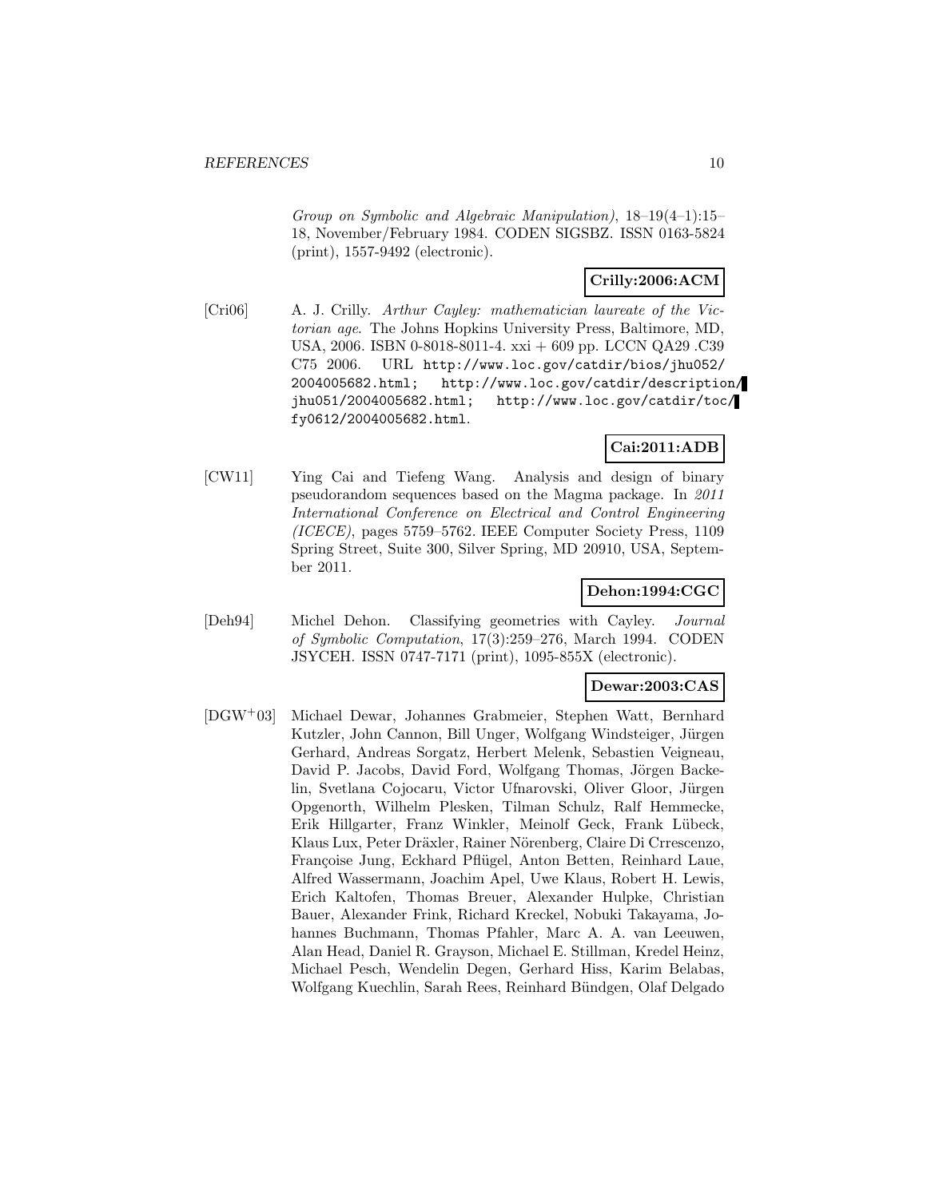*Group on Symbolic and Algebraic Manipulation)*, 18–19(4–1):15–18, November/February 1984. CODEN SIGSBZ. ISSN 0163-5824 (print), 1557-9492 (electronic).

**Crilly:2006:ACM**

[Cri06] A. J. Crilly. *Arthur Cayley: mathematician laureate of the Victorian age*. The Johns Hopkins University Press, Baltimore, MD, USA, 2006. ISBN 0-8018-8011-4. xxi + 609 pp. LCCN QA29 .C39 C75 2006. URL http://www.loc.gov/catdir/bios/jhu052/2004005682.html; http://www.loc.gov/catdir/description/jhu051/2004005682.html; http://www.loc.gov/catdir/toc/fy0612/2004005682.html.

**Cai:2011:ADB**

[CW11] Ying Cai and Tiefeng Wang. Analysis and design of binary pseudorandom sequences based on the Magma package. In *2011 International Conference on Electrical and Control Engineering (ICECE)*, pages 5759–5762. IEEE Computer Society Press, 1109 Spring Street, Suite 300, Silver Spring, MD 20910, USA, September 2011.

**Dehon:1994:CGC**

[Deh94] Michel Dehon. Classifying geometries with Cayley. *Journal of Symbolic Computation*, 17(3):259–276, March 1994. CODEN JSYCEH. ISSN 0747-7171 (print), 1095-855X (electronic).

**Dewar:2003:CAS**

[DGW+03] Michael Dewar, Johannes Grabmeier, Stephen Watt, Bernhard Kutzler, John Cannon, Bill Unger, Wolfgang Windsteiger, Jürgen Gerhard, Andreas Sorgatz, Herbert Melenk, Sebastien Veigneau, David P. Jacobs, David Ford, Wolfgang Thomas, Jörgen Backelin, Svetlana Cojocaru, Victor Ufnarovski, Oliver Gloor, Jürgen Opgenorth, Wilhelm Plesken, Tilman Schulz, Ralf Hemmecke, Erik Hillgarter, Franz Winkler, Meinolf Geck, Frank Lübeck, Klaus Lux, Peter Dräxler, Rainer Nörenberg, Claire Di Crrescenzo, Françoise Jung, Eckhard Pflügel, Anton Betten, Reinhard Laue, Alfred Wassermann, Joachim Apel, Uwe Klaus, Robert H. Lewis, Erich Kaltofen, Thomas Breuer, Alexander Hulpke, Christian Bauer, Alexander Frink, Richard Kreckel, Nobuki Takayama, Johannes Buchmann, Thomas Pfahler, Marc A. A. van Leeuwen, Alan Head, Daniel R. Grayson, Michael E. Stillman, Kredel Heinz, Michael Pesch, Wendelin Degen, Gerhard Hiss, Karim Belabas, Wolfgang Kuechlin, Sarah Rees, Reinhard Bündgen, Olaf Delgado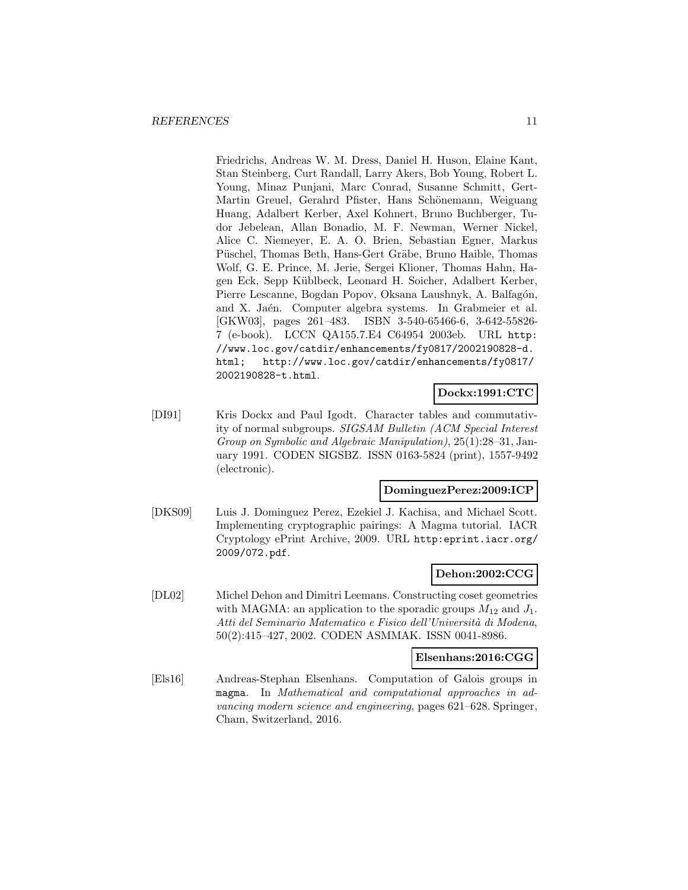Friedrichs, Andreas W. M. Dress, Daniel H. Huson, Elaine Kant, Stan Steinberg, Curt Randall, Larry Akers, Bob Young, Robert L. Young, Minaz Punjani, Marc Conrad, Susanne Schmitt, Gert-Martin Greuel, Gerahrd Pfister, Hans Schönemann, Weiguang Huang, Adalbert Kerber, Axel Kohnert, Bruno Buchberger, Tudor Jebelean, Allan Bonadio, M. F. Newman, Werner Nickel, Alice C. Niemeyer, E. A. O. Brien, Sebastian Egner, Markus Püschel, Thomas Beth, Hans-Gert Gräbe, Bruno Haible, Thomas Wolf, G. E. Prince, M. Jerie, Sergei Klioner, Thomas Hahn, Hagen Eck, Sepp Küblbeck, Leonard H. Soicher, Adalbert Kerber, Pierre Lescanne, Bogdan Popov, Oksana Laushnyk, A. Balfagón, and X. Jaén. Computer algebra systems. In Grabmeier et al. [GKW03], pages 261–483. ISBN 3-540-65466-6, 3-642-55826-7 (e-book). LCCN QA155.7.E4 C64954 2003eb. URL `http://www.loc.gov/catdir/enhancements/fy0817/2002190828-d.html`; `http://www.loc.gov/catdir/enhancements/fy0817/2002190828-t.html`.

**Dockx:1991:CTC**

[DI91] Kris Dockx and Paul Igodt. Character tables and commutativity of normal subgroups. *SIGSAM Bulletin (ACM Special Interest Group on Symbolic and Algebraic Manipulation)*, 25(1):28–31, January 1991. CODEN SIGSBZ. ISSN 0163-5824 (print), 1557-9492 (electronic).

**DominguezPerez:2009:ICP**

[DKS09] Luis J. Dominguez Perez, Ezekiel J. Kachisa, and Michael Scott. Implementing cryptographic pairings: A Magma tutorial. IACR Cryptology ePrint Archive, 2009. URL `http:eprint.iacr.org/2009/072.pdf`.

**Dehon:2002:CCG**

[DL02] Michel Dehon and Dimitri Leemans. Constructing coset geometries with MAGMA: an application to the sporadic groups $M_{12}$ and $J_1$. *Atti del Seminario Matematico e Fisico dell'Università di Modena*, 50(2):415–427, 2002. CODEN ASMMAK. ISSN 0041-8986.

**Elsenhans:2016:CGG**

[Els16] Andreas-Stephan Elsenhans. Computation of Galois groups in `magma`. In *Mathematical and computational approaches in advancing modern science and engineering*, pages 621–628. Springer, Cham, Switzerland, 2016.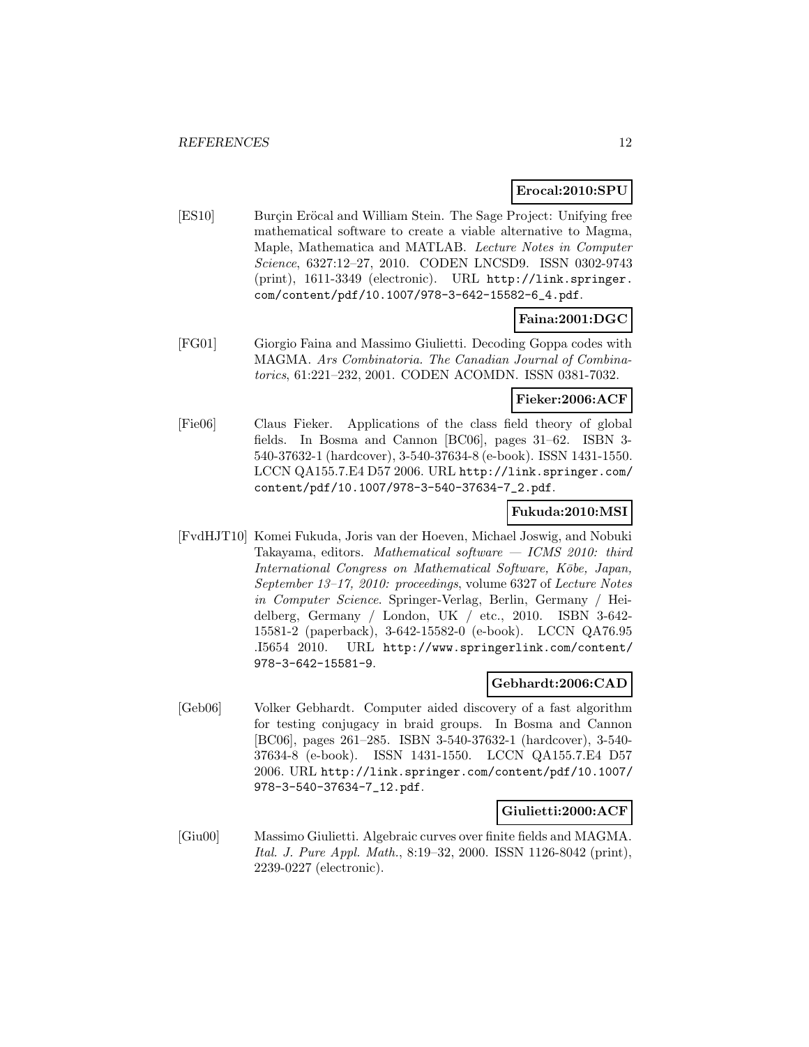**Erocal:2010:SPU**

[ES10] Burçin Eröcal and William Stein. The Sage Project: Unifying free mathematical software to create a viable alternative to Magma, Maple, Mathematica and MATLAB. *Lecture Notes in Computer Science*, 6327:12–27, 2010. CODEN LNCSD9. ISSN 0302-9743 (print), 1611-3349 (electronic). URL `http://link.springer.com/content/pdf/10.1007/978-3-642-15582-6_4.pdf`.

**Faina:2001:DGC**

[FG01] Giorgio Faina and Massimo Giulietti. Decoding Goppa codes with MAGMA. *Ars Combinatoria. The Canadian Journal of Combinatorics*, 61:221–232, 2001. CODEN ACOMDN. ISSN 0381-7032.

**Fieker:2006:ACF**

[Fie06] Claus Fieker. Applications of the class field theory of global fields. In Bosma and Cannon [BC06], pages 31–62. ISBN 3-540-37632-1 (hardcover), 3-540-37634-8 (e-book). ISSN 1431-1550. LCCN QA155.7.E4 D57 2006. URL `http://link.springer.com/content/pdf/10.1007/978-3-540-37634-7_2.pdf`.

**Fukuda:2010:MSI**

[FvdHJT10] Komei Fukuda, Joris van der Hoeven, Michael Joswig, and Nobuki Takayama, editors. *Mathematical software — ICMS 2010: third International Congress on Mathematical Software, Kōbe, Japan, September 13–17, 2010: proceedings*, volume 6327 of *Lecture Notes in Computer Science*. Springer-Verlag, Berlin, Germany / Heidelberg, Germany / London, UK / etc., 2010. ISBN 3-642-15581-2 (paperback), 3-642-15582-0 (e-book). LCCN QA76.95 .I5654 2010. URL `http://www.springerlink.com/content/978-3-642-15581-9`.

**Gebhardt:2006:CAD**

[Geb06] Volker Gebhardt. Computer aided discovery of a fast algorithm for testing conjugacy in braid groups. In Bosma and Cannon [BC06], pages 261–285. ISBN 3-540-37632-1 (hardcover), 3-540-37634-8 (e-book). ISSN 1431-1550. LCCN QA155.7.E4 D57 2006. URL `http://link.springer.com/content/pdf/10.1007/978-3-540-37634-7_12.pdf`.

**Giulietti:2000:ACF**

[Giu00] Massimo Giulietti. Algebraic curves over finite fields and MAGMA. *Ital. J. Pure Appl. Math.*, 8:19–32, 2000. ISSN 1126-8042 (print), 2239-0227 (electronic).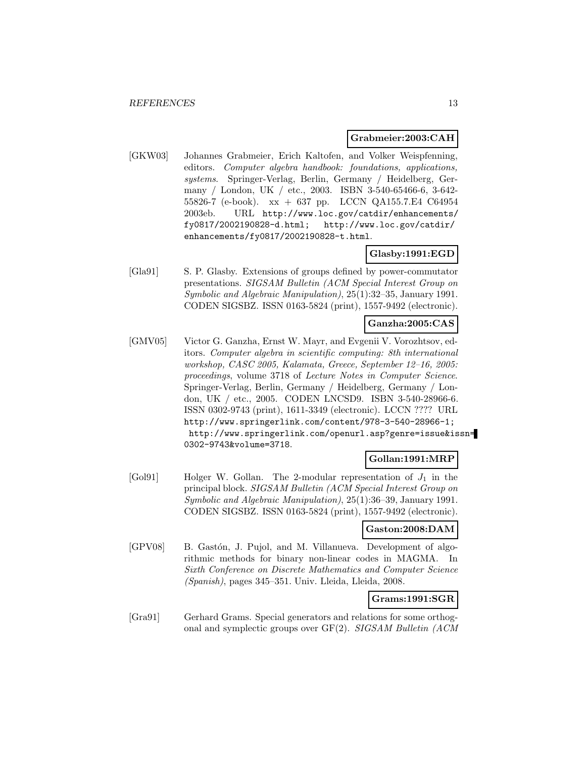**Grabmeier:2003:CAH**

[GKW03] Johannes Grabmeier, Erich Kaltofen, and Volker Weispfenning, editors. *Computer algebra handbook: foundations, applications, systems*. Springer-Verlag, Berlin, Germany / Heidelberg, Germany / London, UK / etc., 2003. ISBN 3-540-65466-6, 3-642-55826-7 (e-book). xx + 637 pp. LCCN QA155.7.E4 C64954 2003eb. URL `http://www.loc.gov/catdir/enhancements/fy0817/2002190828-d.html`; `http://www.loc.gov/catdir/enhancements/fy0817/2002190828-t.html`.

**Glasby:1991:EGD**

[Gla91] S. P. Glasby. Extensions of groups defined by power-commutator presentations. *SIGSAM Bulletin (ACM Special Interest Group on Symbolic and Algebraic Manipulation)*, 25(1):32–35, January 1991. CODEN SIGSBZ. ISSN 0163-5824 (print), 1557-9492 (electronic).

**Ganzha:2005:CAS**

[GMV05] Victor G. Ganzha, Ernst W. Mayr, and Evgenii V. Vorozhtsov, editors. *Computer algebra in scientific computing: 8th international workshop, CASC 2005, Kalamata, Greece, September 12–16, 2005: proceedings*, volume 3718 of *Lecture Notes in Computer Science*. Springer-Verlag, Berlin, Germany / Heidelberg, Germany / London, UK / etc., 2005. CODEN LNCSD9. ISBN 3-540-28966-6. ISSN 0302-9743 (print), 1611-3349 (electronic). LCCN ???? URL `http://www.springerlink.com/content/978-3-540-28966-1`; `http://www.springerlink.com/openurl.asp?genre=issue&issn=0302-9743&volume=3718`.

**Gollan:1991:MRP**

[Gol91] Holger W. Gollan. The 2-modular representation of $J_1$ in the principal block. *SIGSAM Bulletin (ACM Special Interest Group on Symbolic and Algebraic Manipulation)*, 25(1):36–39, January 1991. CODEN SIGSBZ. ISSN 0163-5824 (print), 1557-9492 (electronic).

**Gaston:2008:DAM**

[GPV08] B. Gastón, J. Pujol, and M. Villanueva. Development of algorithmic methods for binary non-linear codes in MAGMA. In *Sixth Conference on Discrete Mathematics and Computer Science (Spanish)*, pages 345–351. Univ. Lleida, Lleida, 2008.

**Grams:1991:SGR**

[Gra91] Gerhard Grams. Special generators and relations for some orthogonal and symplectic groups over GF(2). *SIGSAM Bulletin (ACM*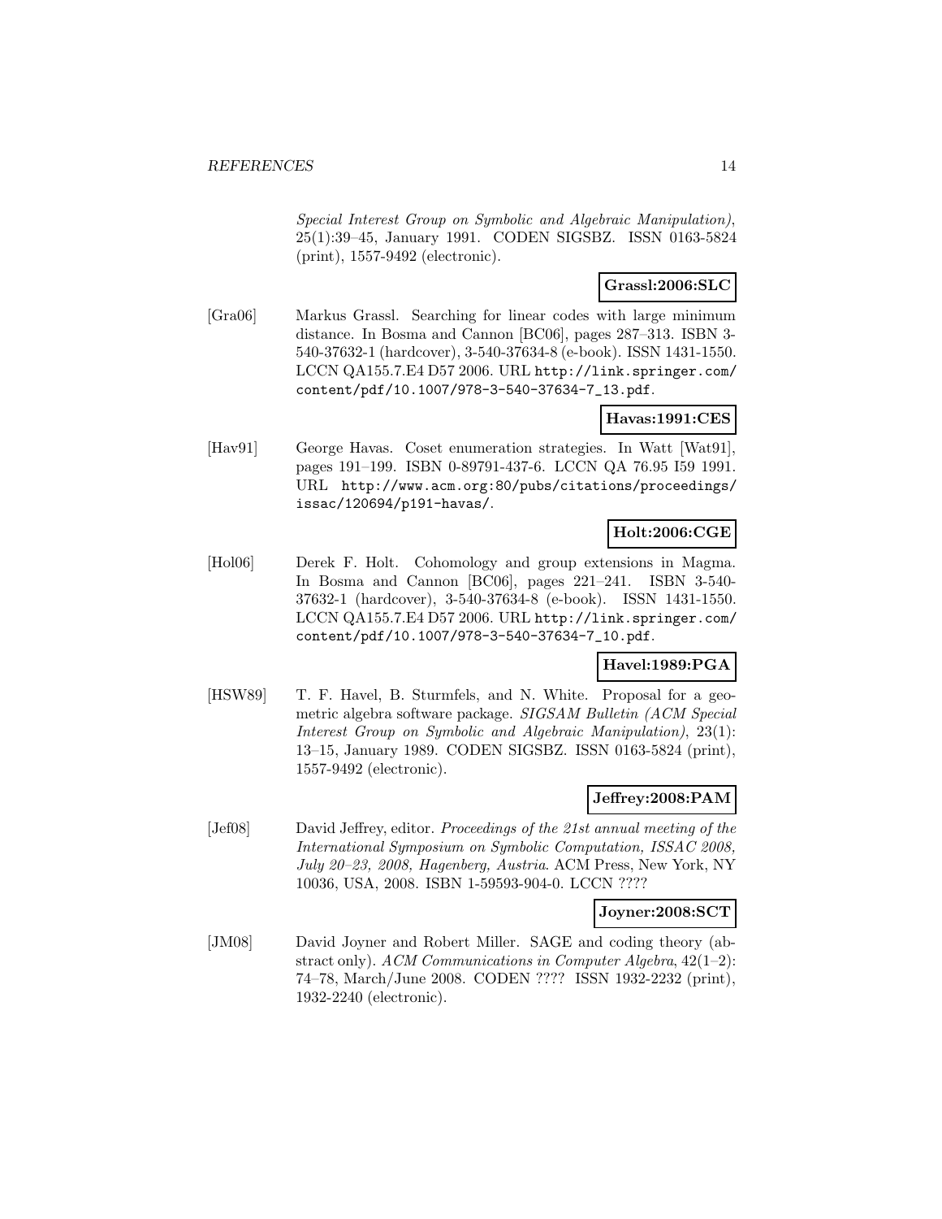*Special Interest Group on Symbolic and Algebraic Manipulation)*, 25(1):39–45, January 1991. CODEN SIGSBZ. ISSN 0163-5824 (print), 1557-9492 (electronic).

**Grassl:2006:SLC**

[Gra06] Markus Grassl. Searching for linear codes with large minimum distance. In Bosma and Cannon [BC06], pages 287–313. ISBN 3-540-37632-1 (hardcover), 3-540-37634-8 (e-book). ISSN 1431-1550. LCCN QA155.7.E4 D57 2006. URL `http://link.springer.com/content/pdf/10.1007/978-3-540-37634-7_13.pdf`.

**Havas:1991:CES**

[Hav91] George Havas. Coset enumeration strategies. In Watt [Wat91], pages 191–199. ISBN 0-89791-437-6. LCCN QA 76.95 I59 1991. URL `http://www.acm.org:80/pubs/citations/proceedings/issac/120694/p191-havas/`.

**Holt:2006:CGE**

[Hol06] Derek F. Holt. Cohomology and group extensions in Magma. In Bosma and Cannon [BC06], pages 221–241. ISBN 3-540-37632-1 (hardcover), 3-540-37634-8 (e-book). ISSN 1431-1550. LCCN QA155.7.E4 D57 2006. URL `http://link.springer.com/content/pdf/10.1007/978-3-540-37634-7_10.pdf`.

**Havel:1989:PGA**

[HSW89] T. F. Havel, B. Sturmfels, and N. White. Proposal for a geometric algebra software package. *SIGSAM Bulletin (ACM Special Interest Group on Symbolic and Algebraic Manipulation)*, 23(1): 13–15, January 1989. CODEN SIGSBZ. ISSN 0163-5824 (print), 1557-9492 (electronic).

**Jeffrey:2008:PAM**

[Jef08] David Jeffrey, editor. *Proceedings of the 21st annual meeting of the International Symposium on Symbolic Computation, ISSAC 2008, July 20–23, 2008, Hagenberg, Austria*. ACM Press, New York, NY 10036, USA, 2008. ISBN 1-59593-904-0. LCCN ????

**Joyner:2008:SCT**

[JM08] David Joyner and Robert Miller. SAGE and coding theory (abstract only). *ACM Communications in Computer Algebra*, 42(1–2): 74–78, March/June 2008. CODEN ???? ISSN 1932-2232 (print), 1932-2240 (electronic).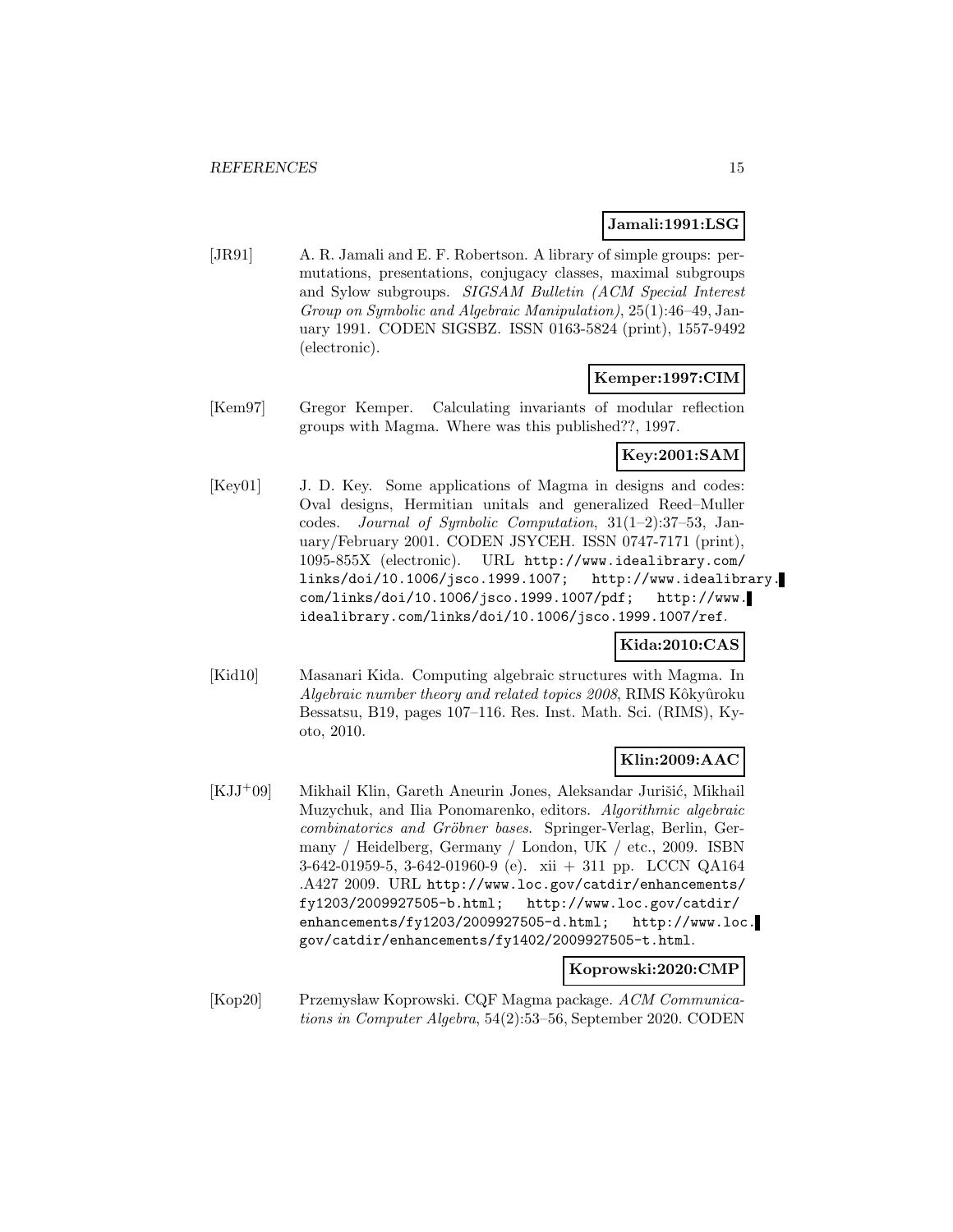**Jamali:1991:LSG**

[JR91] A. R. Jamali and E. F. Robertson. A library of simple groups: permutations, presentations, conjugacy classes, maximal subgroups and Sylow subgroups. *SIGSAM Bulletin (ACM Special Interest Group on Symbolic and Algebraic Manipulation)*, 25(1):46–49, January 1991. CODEN SIGSBZ. ISSN 0163-5824 (print), 1557-9492 (electronic).

**Kemper:1997:CIM**

[Kem97] Gregor Kemper. Calculating invariants of modular reflection groups with Magma. Where was this published??, 1997.

**Key:2001:SAM**

[Key01] J. D. Key. Some applications of Magma in designs and codes: Oval designs, Hermitian unitals and generalized Reed–Muller codes. *Journal of Symbolic Computation*, 31(1–2):37–53, January/February 2001. CODEN JSYCEH. ISSN 0747-7171 (print), 1095-855X (electronic). URL http://www.idealibrary.com/links/doi/10.1006/jsco.1999.1007; http://www.idealibrary.com/links/doi/10.1006/jsco.1999.1007/pdf; http://www.idealibrary.com/links/doi/10.1006/jsco.1999.1007/ref.

**Kida:2010:CAS**

[Kid10] Masanari Kida. Computing algebraic structures with Magma. In *Algebraic number theory and related topics 2008*, RIMS Kôkyûroku Bessatsu, B19, pages 107–116. Res. Inst. Math. Sci. (RIMS), Kyoto, 2010.

**Klin:2009:AAC**

[KJJ+09] Mikhail Klin, Gareth Aneurin Jones, Aleksandar Jurišić, Mikhail Muzychuk, and Ilia Ponomarenko, editors. *Algorithmic algebraic combinatorics and Gröbner bases*. Springer-Verlag, Berlin, Germany / Heidelberg, Germany / London, UK / etc., 2009. ISBN 3-642-01959-5, 3-642-01960-9 (e). xii + 311 pp. LCCN QA164 .A427 2009. URL http://www.loc.gov/catdir/enhancements/fy1203/2009927505-b.html; http://www.loc.gov/catdir/enhancements/fy1203/2009927505-d.html; http://www.loc.gov/catdir/enhancements/fy1402/2009927505-t.html.

**Koprowski:2020:CMP**

[Kop20] Przemysław Koprowski. CQF Magma package. *ACM Communications in Computer Algebra*, 54(2):53–56, September 2020. CODEN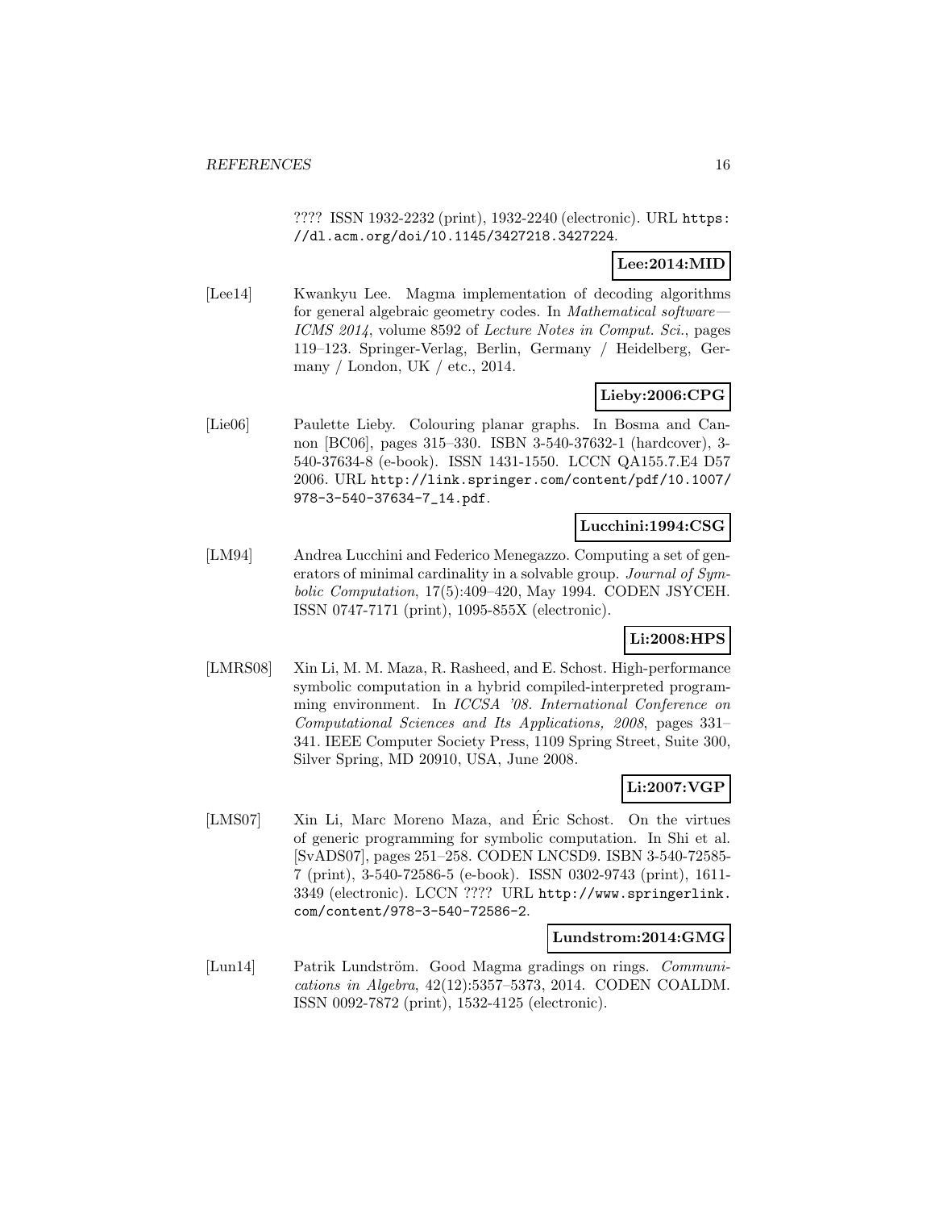???? ISSN 1932-2232 (print), 1932-2240 (electronic). URL https://dl.acm.org/doi/10.1145/3427218.3427224.

**Lee:2014:MID**

[Lee14] Kwankyu Lee. Magma implementation of decoding algorithms for general algebraic geometry codes. In *Mathematical software—ICMS 2014*, volume 8592 of *Lecture Notes in Comput. Sci.*, pages 119–123. Springer-Verlag, Berlin, Germany / Heidelberg, Germany / London, UK / etc., 2014.

**Lieby:2006:CPG**

[Lie06] Paulette Lieby. Colouring planar graphs. In Bosma and Cannon [BC06], pages 315–330. ISBN 3-540-37632-1 (hardcover), 3-540-37634-8 (e-book). ISSN 1431-1550. LCCN QA155.7.E4 D57 2006. URL http://link.springer.com/content/pdf/10.1007/978-3-540-37634-7_14.pdf.

**Lucchini:1994:CSG**

[LM94] Andrea Lucchini and Federico Menegazzo. Computing a set of generators of minimal cardinality in a solvable group. *Journal of Symbolic Computation*, 17(5):409–420, May 1994. CODEN JSYCEH. ISSN 0747-7171 (print), 1095-855X (electronic).

**Li:2008:HPS**

[LMRS08] Xin Li, M. M. Maza, R. Rasheed, and E. Schost. High-performance symbolic computation in a hybrid compiled-interpreted programming environment. In *ICCSA '08. International Conference on Computational Sciences and Its Applications, 2008*, pages 331–341. IEEE Computer Society Press, 1109 Spring Street, Suite 300, Silver Spring, MD 20910, USA, June 2008.

**Li:2007:VGP**

[LMS07] Xin Li, Marc Moreno Maza, and Éric Schost. On the virtues of generic programming for symbolic computation. In Shi et al. [SvADS07], pages 251–258. CODEN LNCSD9. ISBN 3-540-72585-7 (print), 3-540-72586-5 (e-book). ISSN 0302-9743 (print), 1611-3349 (electronic). LCCN ???? URL http://www.springerlink.com/content/978-3-540-72586-2.

**Lundstrom:2014:GMG**

[Lun14] Patrik Lundström. Good Magma gradings on rings. *Communications in Algebra*, 42(12):5357–5373, 2014. CODEN COALDM. ISSN 0092-7872 (print), 1532-4125 (electronic).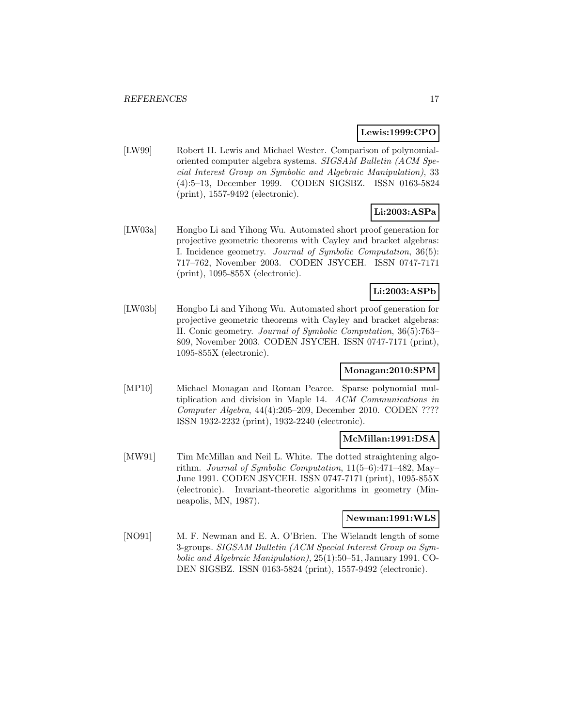**Lewis:1999:CPO**

[LW99] Robert H. Lewis and Michael Wester. Comparison of polynomial-oriented computer algebra systems. *SIGSAM Bulletin (ACM Special Interest Group on Symbolic and Algebraic Manipulation)*, 33 (4):5–13, December 1999. CODEN SIGSBZ. ISSN 0163-5824 (print), 1557-9492 (electronic).

**Li:2003:ASPa**

[LW03a] Hongbo Li and Yihong Wu. Automated short proof generation for projective geometric theorems with Cayley and bracket algebras: I. Incidence geometry. *Journal of Symbolic Computation*, 36(5): 717–762, November 2003. CODEN JSYCEH. ISSN 0747-7171 (print), 1095-855X (electronic).

**Li:2003:ASPb**

[LW03b] Hongbo Li and Yihong Wu. Automated short proof generation for projective geometric theorems with Cayley and bracket algebras: II. Conic geometry. *Journal of Symbolic Computation*, 36(5):763–809, November 2003. CODEN JSYCEH. ISSN 0747-7171 (print), 1095-855X (electronic).

**Monagan:2010:SPM**

[MP10] Michael Monagan and Roman Pearce. Sparse polynomial multiplication and division in Maple 14. *ACM Communications in Computer Algebra*, 44(4):205–209, December 2010. CODEN ???? ISSN 1932-2232 (print), 1932-2240 (electronic).

**McMillan:1991:DSA**

[MW91] Tim McMillan and Neil L. White. The dotted straightening algorithm. *Journal of Symbolic Computation*, 11(5–6):471–482, May–June 1991. CODEN JSYCEH. ISSN 0747-7171 (print), 1095-855X (electronic). Invariant-theoretic algorithms in geometry (Minneapolis, MN, 1987).

**Newman:1991:WLS**

[NO91] M. F. Newman and E. A. O'Brien. The Wielandt length of some 3-groups. *SIGSAM Bulletin (ACM Special Interest Group on Symbolic and Algebraic Manipulation)*, 25(1):50–51, January 1991. CODEN SIGSBZ. ISSN 0163-5824 (print), 1557-9492 (electronic).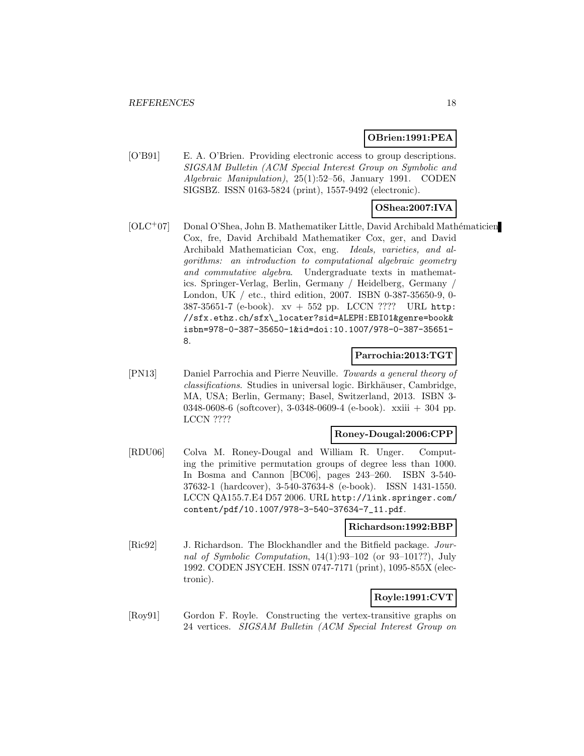**OBrien:1991:PEA**

[O'B91] E. A. O'Brien. Providing electronic access to group descriptions. *SIGSAM Bulletin (ACM Special Interest Group on Symbolic and Algebraic Manipulation)*, 25(1):52–56, January 1991. CODEN SIGSBZ. ISSN 0163-5824 (print), 1557-9492 (electronic).

**OShea:2007:IVA**

[OLC+07] Donal O'Shea, John B. Mathematiker Little, David Archibald Mathématicien Cox, fre, David Archibald Mathematiker Cox, ger, and David Archibald Mathematician Cox, eng. *Ideals, varieties, and algorithms: an introduction to computational algebraic geometry and commutative algebra*. Undergraduate texts in mathematics. Springer-Verlag, Berlin, Germany / Heidelberg, Germany / London, UK / etc., third edition, 2007. ISBN 0-387-35650-9, 0-387-35651-7 (e-book). xv + 552 pp. LCCN ???? URL http://sfx.ethz.ch/sfx\_locater?sid=ALEPH:EBI01&genre=book&isbn=978-0-387-35650-1&id=doi:10.1007/978-0-387-35651-8.

**Parrochia:2013:TGT**

[PN13] Daniel Parrochia and Pierre Neuville. *Towards a general theory of classifications*. Studies in universal logic. Birkhäuser, Cambridge, MA, USA; Berlin, Germany; Basel, Switzerland, 2013. ISBN 3-0348-0608-6 (softcover), 3-0348-0609-4 (e-book). xxiii + 304 pp. LCCN ????

**Roney-Dougal:2006:CPP**

[RDU06] Colva M. Roney-Dougal and William R. Unger. Computing the primitive permutation groups of degree less than 1000. In Bosma and Cannon [BC06], pages 243–260. ISBN 3-540-37632-1 (hardcover), 3-540-37634-8 (e-book). ISSN 1431-1550. LCCN QA155.7.E4 D57 2006. URL http://link.springer.com/content/pdf/10.1007/978-3-540-37634-7_11.pdf.

**Richardson:1992:BBP**

[Ric92] J. Richardson. The Blockhandler and the Bitfield package. *Journal of Symbolic Computation*, 14(1):93–102 (or 93–101??), July 1992. CODEN JSYCEH. ISSN 0747-7171 (print), 1095-855X (electronic).

**Royle:1991:CVT**

[Roy91] Gordon F. Royle. Constructing the vertex-transitive graphs on 24 vertices. *SIGSAM Bulletin (ACM Special Interest Group on*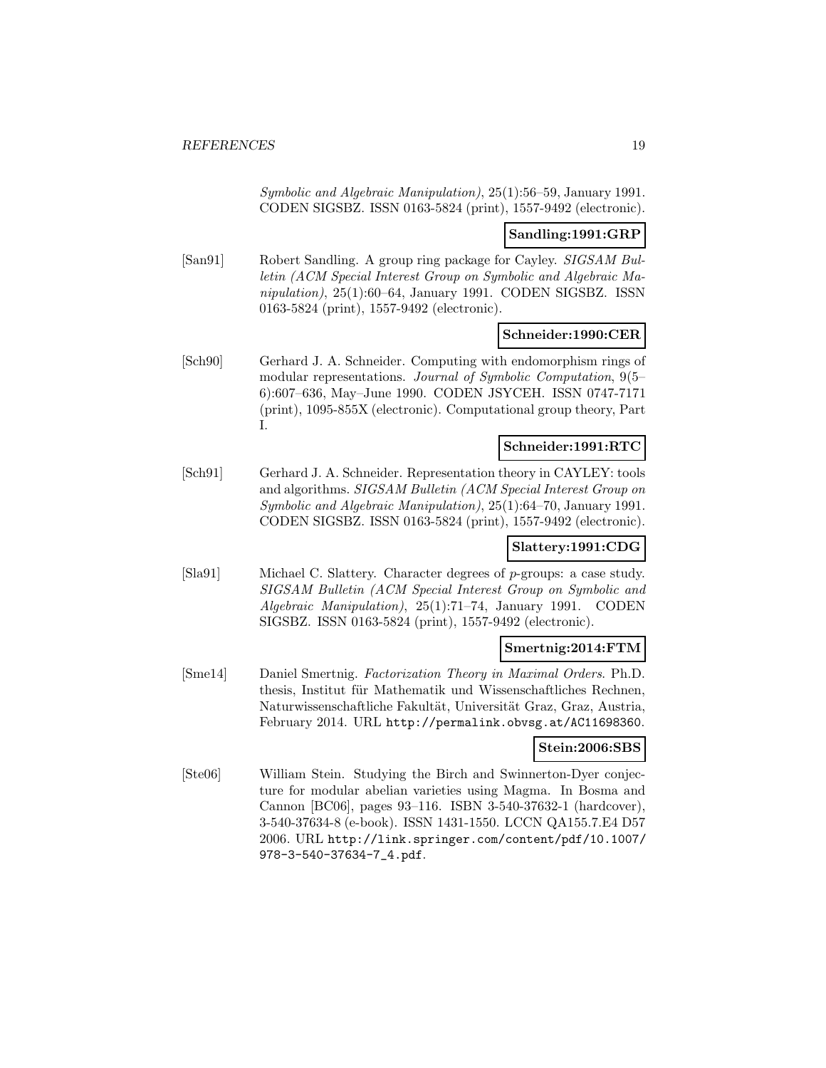*Symbolic and Algebraic Manipulation)*, 25(1):56–59, January 1991. CODEN SIGSBZ. ISSN 0163-5824 (print), 1557-9492 (electronic).

**Sandling:1991:GRP**

[San91] Robert Sandling. A group ring package for Cayley. *SIGSAM Bulletin (ACM Special Interest Group on Symbolic and Algebraic Manipulation)*, 25(1):60–64, January 1991. CODEN SIGSBZ. ISSN 0163-5824 (print), 1557-9492 (electronic).

**Schneider:1990:CER**

[Sch90] Gerhard J. A. Schneider. Computing with endomorphism rings of modular representations. *Journal of Symbolic Computation*, 9(5–6):607–636, May–June 1990. CODEN JSYCEH. ISSN 0747-7171 (print), 1095-855X (electronic). Computational group theory, Part I.

**Schneider:1991:RTC**

[Sch91] Gerhard J. A. Schneider. Representation theory in CAYLEY: tools and algorithms. *SIGSAM Bulletin (ACM Special Interest Group on Symbolic and Algebraic Manipulation)*, 25(1):64–70, January 1991. CODEN SIGSBZ. ISSN 0163-5824 (print), 1557-9492 (electronic).

**Slattery:1991:CDG**

[Sla91] Michael C. Slattery. Character degrees of $p$-groups: a case study. *SIGSAM Bulletin (ACM Special Interest Group on Symbolic and Algebraic Manipulation)*, 25(1):71–74, January 1991. CODEN SIGSBZ. ISSN 0163-5824 (print), 1557-9492 (electronic).

**Smertnig:2014:FTM**

[Sme14] Daniel Smertnig. *Factorization Theory in Maximal Orders*. Ph.D. thesis, Institut für Mathematik und Wissenschaftliches Rechnen, Naturwissenschaftliche Fakultät, Universität Graz, Graz, Austria, February 2014. URL http://permalink.obvsg.at/AC11698360.

**Stein:2006:SBS**

[Ste06] William Stein. Studying the Birch and Swinnerton-Dyer conjecture for modular abelian varieties using Magma. In Bosma and Cannon [BC06], pages 93–116. ISBN 3-540-37632-1 (hardcover), 3-540-37634-8 (e-book). ISSN 1431-1550. LCCN QA155.7.E4 D57 2006. URL http://link.springer.com/content/pdf/10.1007/978-3-540-37634-7_4.pdf.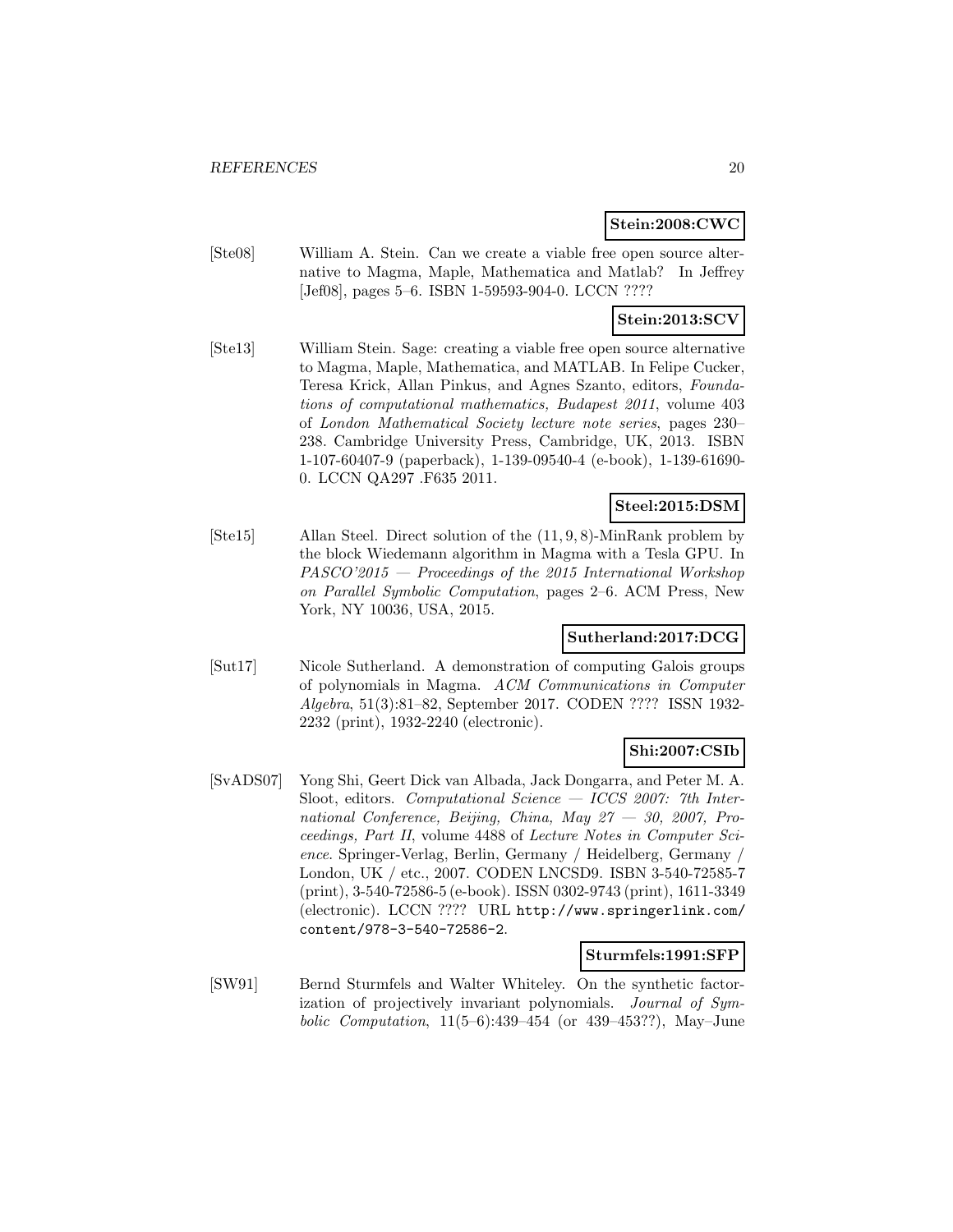**Stein:2008:CWC**

[Ste08] William A. Stein. Can we create a viable free open source alternative to Magma, Maple, Mathematica and Matlab? In Jeffrey [Jef08], pages 5–6. ISBN 1-59593-904-0. LCCN ????

**Stein:2013:SCV**

[Ste13] William Stein. Sage: creating a viable free open source alternative to Magma, Maple, Mathematica, and MATLAB. In Felipe Cucker, Teresa Krick, Allan Pinkus, and Agnes Szanto, editors, *Foundations of computational mathematics, Budapest 2011*, volume 403 of *London Mathematical Society lecture note series*, pages 230–238. Cambridge University Press, Cambridge, UK, 2013. ISBN 1-107-60407-9 (paperback), 1-139-09540-4 (e-book), 1-139-61690-0. LCCN QA297 .F635 2011.

**Steel:2015:DSM**

[Ste15] Allan Steel. Direct solution of the $(11, 9, 8)$-MinRank problem by the block Wiedemann algorithm in Magma with a Tesla GPU. In *PASCO'2015 — Proceedings of the 2015 International Workshop on Parallel Symbolic Computation*, pages 2–6. ACM Press, New York, NY 10036, USA, 2015.

**Sutherland:2017:DCG**

[Sut17] Nicole Sutherland. A demonstration of computing Galois groups of polynomials in Magma. *ACM Communications in Computer Algebra*, 51(3):81–82, September 2017. CODEN ???? ISSN 1932-2232 (print), 1932-2240 (electronic).

**Shi:2007:CSIb**

[SvADS07] Yong Shi, Geert Dick van Albada, Jack Dongarra, and Peter M. A. Sloot, editors. *Computational Science — ICCS 2007: 7th International Conference, Beijing, China, May 27 — 30, 2007, Proceedings, Part II*, volume 4488 of *Lecture Notes in Computer Science*. Springer-Verlag, Berlin, Germany / Heidelberg, Germany / London, UK / etc., 2007. CODEN LNCSD9. ISBN 3-540-72585-7 (print), 3-540-72586-5 (e-book). ISSN 0302-9743 (print), 1611-3349 (electronic). LCCN ???? URL `http://www.springerlink.com/content/978-3-540-72586-2`.

**Sturmfels:1991:SFP**

[SW91] Bernd Sturmfels and Walter Whiteley. On the synthetic factorization of projectively invariant polynomials. *Journal of Symbolic Computation*, 11(5–6):439–454 (or 439–453??), May–June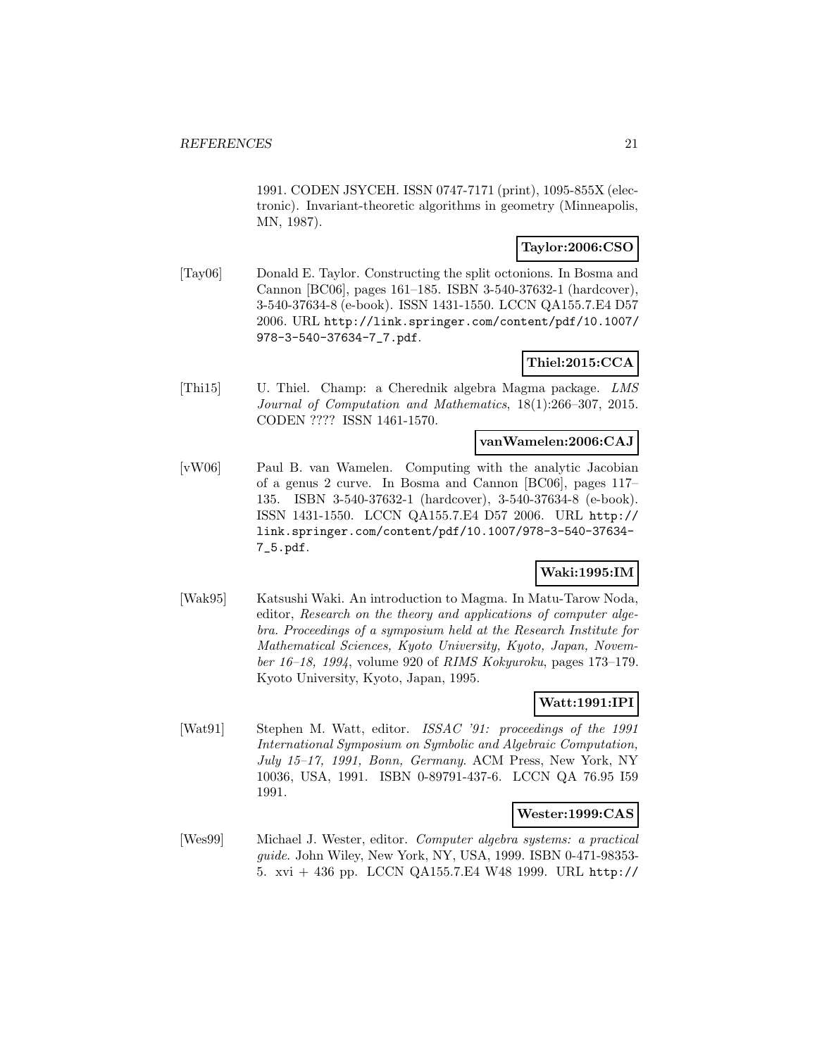1991. CODEN JSYCEH. ISSN 0747-7171 (print), 1095-855X (electronic). Invariant-theoretic algorithms in geometry (Minneapolis, MN, 1987).

**Taylor:2006:CSO**

[Tay06] Donald E. Taylor. Constructing the split octonions. In Bosma and Cannon [BC06], pages 161–185. ISBN 3-540-37632-1 (hardcover), 3-540-37634-8 (e-book). ISSN 1431-1550. LCCN QA155.7.E4 D57 2006. URL http://link.springer.com/content/pdf/10.1007/978-3-540-37634-7_7.pdf.

**Thiel:2015:CCA**

[Thi15] U. Thiel. Champ: a Cherednik algebra Magma package. *LMS Journal of Computation and Mathematics*, 18(1):266–307, 2015. CODEN ???? ISSN 1461-1570.

**vanWamelen:2006:CAJ**

[vW06] Paul B. van Wamelen. Computing with the analytic Jacobian of a genus 2 curve. In Bosma and Cannon [BC06], pages 117–135. ISBN 3-540-37632-1 (hardcover), 3-540-37634-8 (e-book). ISSN 1431-1550. LCCN QA155.7.E4 D57 2006. URL http://link.springer.com/content/pdf/10.1007/978-3-540-37634-7_5.pdf.

**Waki:1995:IM**

[Wak95] Katsushi Waki. An introduction to Magma. In Matu-Tarow Noda, editor, *Research on the theory and applications of computer algebra. Proceedings of a symposium held at the Research Institute for Mathematical Sciences, Kyoto University, Kyoto, Japan, November 16–18, 1994*, volume 920 of *RIMS Kokyuroku*, pages 173–179. Kyoto University, Kyoto, Japan, 1995.

**Watt:1991:IPI**

[Wat91] Stephen M. Watt, editor. *ISSAC '91: proceedings of the 1991 International Symposium on Symbolic and Algebraic Computation, July 15–17, 1991, Bonn, Germany*. ACM Press, New York, NY 10036, USA, 1991. ISBN 0-89791-437-6. LCCN QA 76.95 I59 1991.

**Wester:1999:CAS**

[Wes99] Michael J. Wester, editor. *Computer algebra systems: a practical guide*. John Wiley, New York, NY, USA, 1999. ISBN 0-471-98353-5. xvi + 436 pp. LCCN QA155.7.E4 W48 1999. URL http://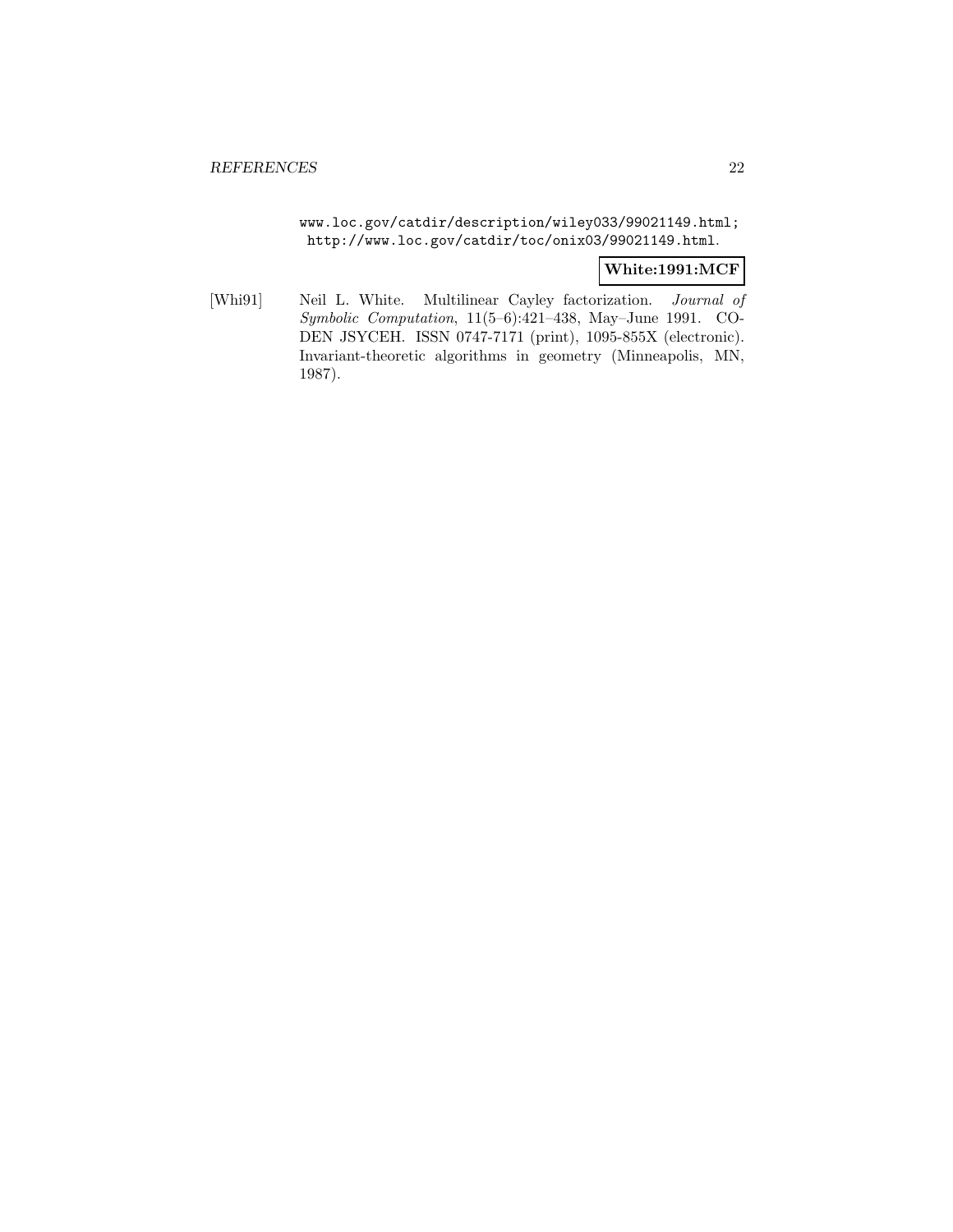www.loc.gov/catdir/description/wiley033/99021149.html; http://www.loc.gov/catdir/toc/onix03/99021149.html.

**White:1991:MCF**

[Whi91] Neil L. White. Multilinear Cayley factorization. *Journal of Symbolic Computation*, 11(5–6):421–438, May–June 1991. CODEN JSYCEH. ISSN 0747-7171 (print), 1095-855X (electronic). Invariant-theoretic algorithms in geometry (Minneapolis, MN, 1987).